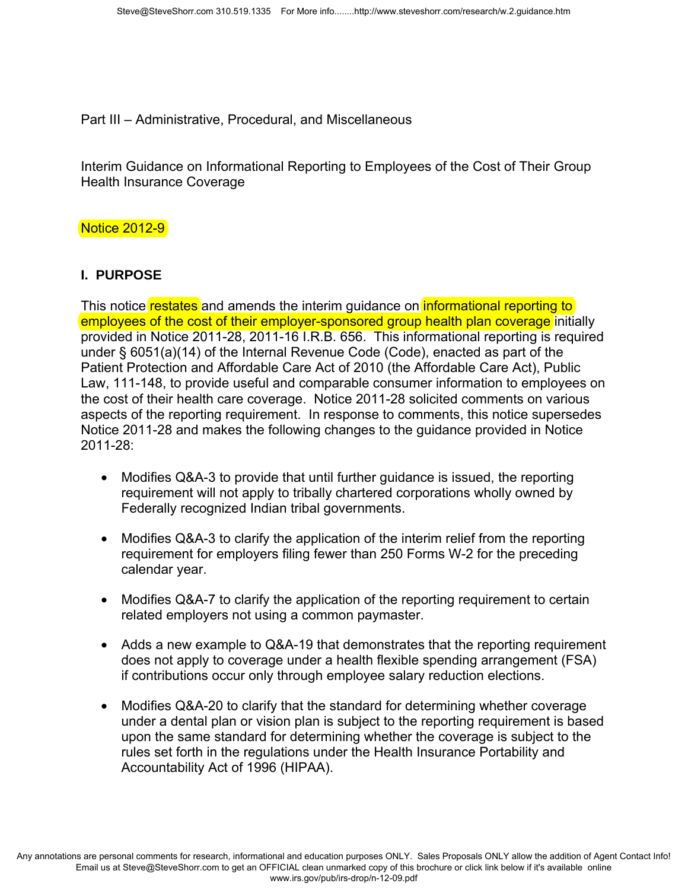Part III – Administrative, Procedural, and Miscellaneous

Interim Guidance on Informational Reporting to Employees of the Cost of Their Group Health Insurance Coverage

Notice 2012-9

## I. PURPOSE

This notice restates and amends the interim guidance on informational reporting to employees of the cost of their employer-sponsored group health plan coverage initially provided in Notice 2011-28, 2011-16 I.R.B. 656. This informational reporting is required under § 6051(a)(14) of the Internal Revenue Code (Code), enacted as part of the Patient Protection and Affordable Care Act of 2010 (the Affordable Care Act), Public Law, 111-148, to provide useful and comparable consumer information to employees on the cost of their health care coverage. Notice 2011-28 solicited comments on various aspects of the reporting requirement. In response to comments, this notice supersedes Notice 2011-28 and makes the following changes to the guidance provided in Notice 2011-28:

- Modifies Q&A-3 to provide that until further guidance is issued, the reporting requirement will not apply to tribally chartered corporations wholly owned by Federally recognized Indian tribal governments.
- Modifies Q&A-3 to clarify the application of the interim relief from the reporting requirement for employers filing fewer than 250 Forms W-2 for the preceding calendar year.
- Modifies Q&A-7 to clarify the application of the reporting requirement to certain related employers not using a common paymaster.
- Adds a new example to Q&A-19 that demonstrates that the reporting requirement does not apply to coverage under a health flexible spending arrangement (FSA) if contributions occur only through employee salary reduction elections.
- Modifies Q&A-20 to clarify that the standard for determining whether coverage under a dental plan or vision plan is subject to the reporting requirement is based upon the same standard for determining whether the coverage is subject to the rules set forth in the regulations under the Health Insurance Portability and Accountability Act of 1996 (HIPAA).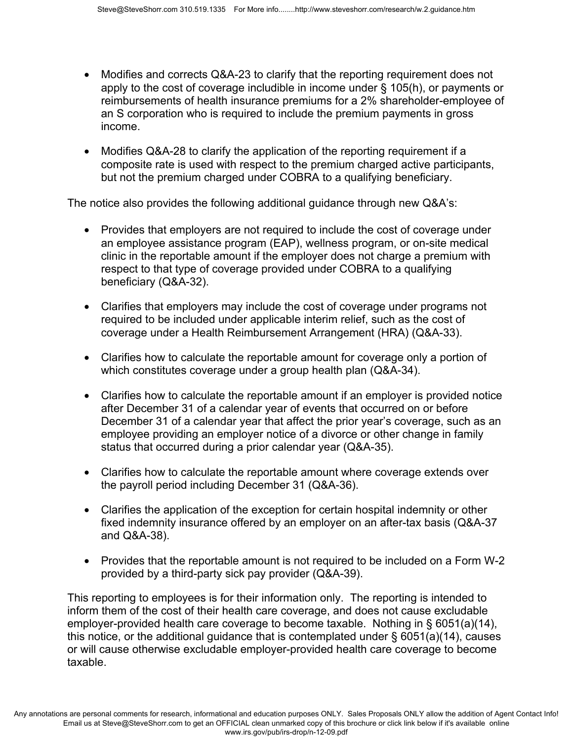- Modifies and corrects Q&A-23 to clarify that the reporting requirement does not apply to the cost of coverage includible in income under § 105(h), or payments or reimbursements of health insurance premiums for a 2% shareholder-employee of an S corporation who is required to include the premium payments in gross income.
- Modifies Q&A-28 to clarify the application of the reporting requirement if a composite rate is used with respect to the premium charged active participants, but not the premium charged under COBRA to a qualifying beneficiary.

The notice also provides the following additional guidance through new Q&A's:

- Provides that employers are not required to include the cost of coverage under an employee assistance program (EAP), wellness program, or on-site medical clinic in the reportable amount if the employer does not charge a premium with respect to that type of coverage provided under COBRA to a qualifying beneficiary (Q&A-32).
- Clarifies that employers may include the cost of coverage under programs not required to be included under applicable interim relief, such as the cost of coverage under a Health Reimbursement Arrangement (HRA) (Q&A-33).
- Clarifies how to calculate the reportable amount for coverage only a portion of which constitutes coverage under a group health plan (Q&A-34).
- Clarifies how to calculate the reportable amount if an employer is provided notice after December 31 of a calendar year of events that occurred on or before December 31 of a calendar year that affect the prior year's coverage, such as an employee providing an employer notice of a divorce or other change in family status that occurred during a prior calendar year (Q&A-35).
- Clarifies how to calculate the reportable amount where coverage extends over the payroll period including December 31 (Q&A-36).
- Clarifies the application of the exception for certain hospital indemnity or other fixed indemnity insurance offered by an employer on an after-tax basis (Q&A-37 and Q&A-38).
- Provides that the reportable amount is not required to be included on a Form W-2 provided by a third-party sick pay provider (Q&A-39).

This reporting to employees is for their information only. The reporting is intended to inform them of the cost of their health care coverage, and does not cause excludable employer-provided health care coverage to become taxable. Nothing in § 6051(a)(14), this notice, or the additional guidance that is contemplated under § 6051(a)(14), causes or will cause otherwise excludable employer-provided health care coverage to become taxable.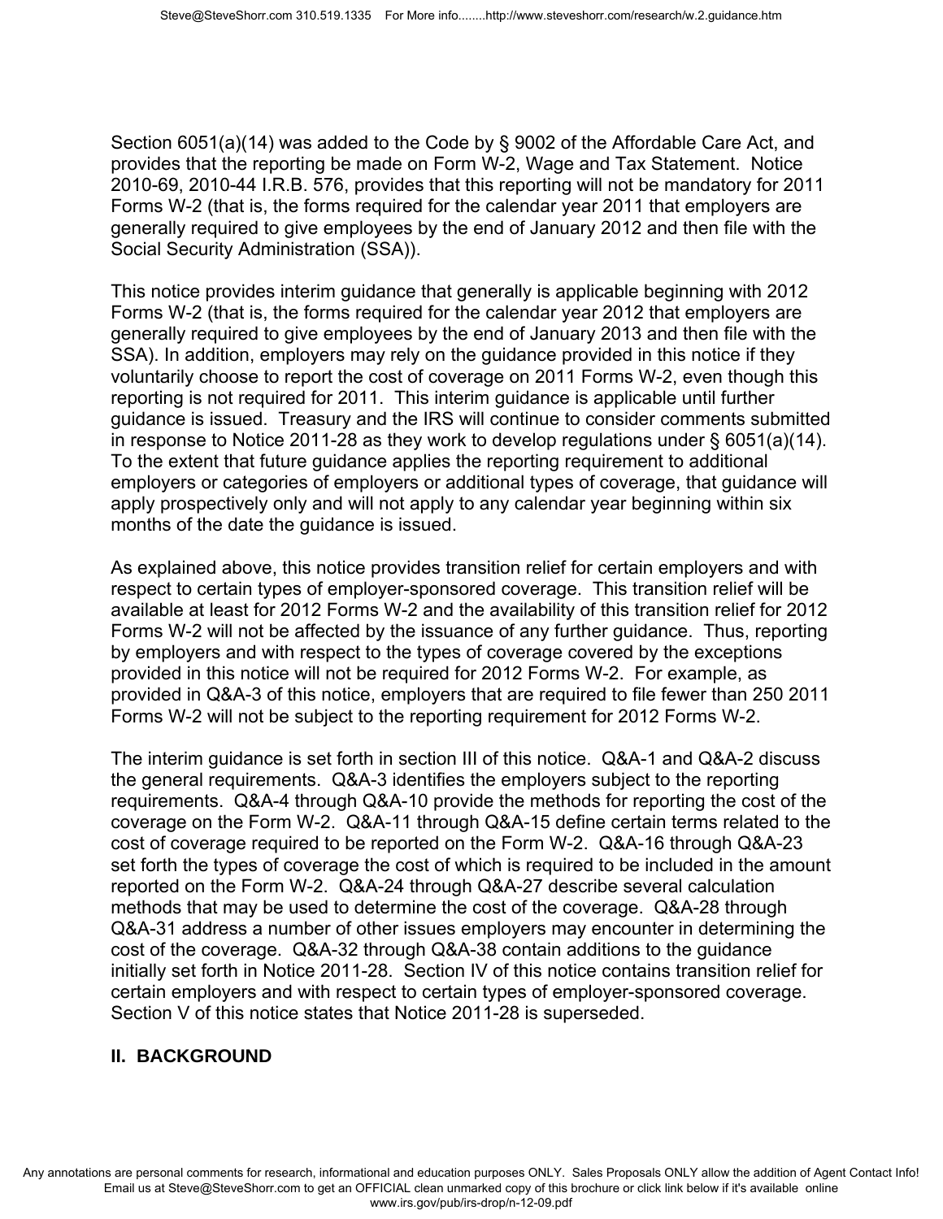Section 6051(a)(14) was added to the Code by § 9002 of the Affordable Care Act, and provides that the reporting be made on Form W-2, Wage and Tax Statement. Notice 2010-69, 2010-44 I.R.B. 576, provides that this reporting will not be mandatory for 2011 Forms W-2 (that is, the forms required for the calendar year 2011 that employers are generally required to give employees by the end of January 2012 and then file with the Social Security Administration (SSA)).

This notice provides interim guidance that generally is applicable beginning with 2012 Forms W-2 (that is, the forms required for the calendar year 2012 that employers are generally required to give employees by the end of January 2013 and then file with the SSA). In addition, employers may rely on the guidance provided in this notice if they voluntarily choose to report the cost of coverage on 2011 Forms W-2, even though this reporting is not required for 2011. This interim guidance is applicable until further guidance is issued. Treasury and the IRS will continue to consider comments submitted in response to Notice 2011-28 as they work to develop regulations under § 6051(a)(14). To the extent that future guidance applies the reporting requirement to additional employers or categories of employers or additional types of coverage, that guidance will apply prospectively only and will not apply to any calendar year beginning within six months of the date the guidance is issued.

As explained above, this notice provides transition relief for certain employers and with respect to certain types of employer-sponsored coverage. This transition relief will be available at least for 2012 Forms W-2 and the availability of this transition relief for 2012 Forms W-2 will not be affected by the issuance of any further guidance. Thus, reporting by employers and with respect to the types of coverage covered by the exceptions provided in this notice will not be required for 2012 Forms W-2. For example, as provided in Q&A-3 of this notice, employers that are required to file fewer than 250 2011 Forms W-2 will not be subject to the reporting requirement for 2012 Forms W-2.

The interim guidance is set forth in section III of this notice. Q&A-1 and Q&A-2 discuss the general requirements. Q&A-3 identifies the employers subject to the reporting requirements. Q&A-4 through Q&A-10 provide the methods for reporting the cost of the coverage on the Form W-2. Q&A-11 through Q&A-15 define certain terms related to the cost of coverage required to be reported on the Form W-2. Q&A-16 through Q&A-23 set forth the types of coverage the cost of which is required to be included in the amount reported on the Form W-2. Q&A-24 through Q&A-27 describe several calculation methods that may be used to determine the cost of the coverage. Q&A-28 through Q&A-31 address a number of other issues employers may encounter in determining the cost of the coverage. Q&A-32 through Q&A-38 contain additions to the guidance initially set forth in Notice 2011-28. Section IV of this notice contains transition relief for certain employers and with respect to certain types of employer-sponsored coverage. Section V of this notice states that Notice 2011-28 is superseded.

## II. BACKGROUND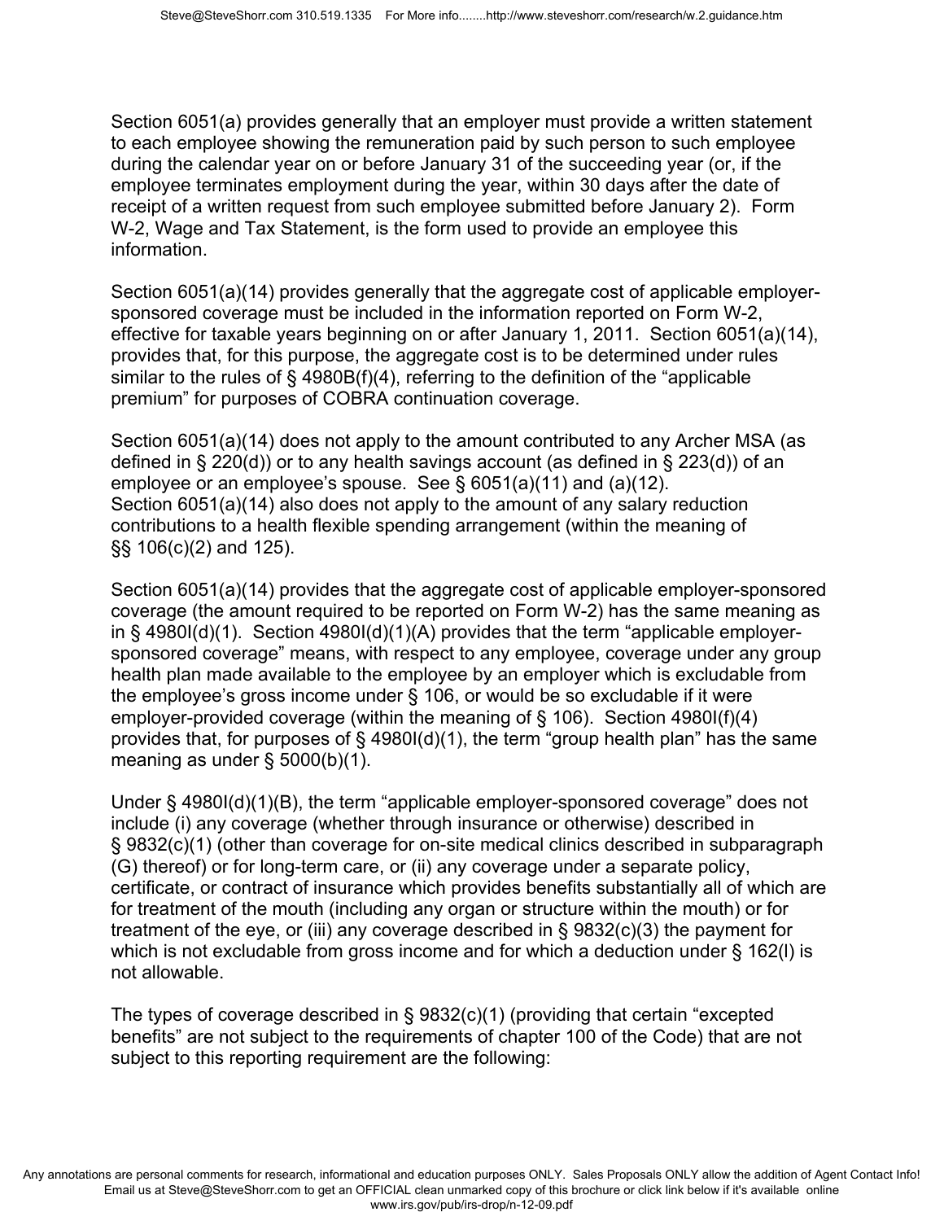Section 6051(a) provides generally that an employer must provide a written statement to each employee showing the remuneration paid by such person to such employee during the calendar year on or before January 31 of the succeeding year (or, if the employee terminates employment during the year, within 30 days after the date of receipt of a written request from such employee submitted before January 2). Form W-2, Wage and Tax Statement, is the form used to provide an employee this information.

Section 6051(a)(14) provides generally that the aggregate cost of applicable employer-sponsored coverage must be included in the information reported on Form W-2, effective for taxable years beginning on or after January 1, 2011. Section 6051(a)(14), provides that, for this purpose, the aggregate cost is to be determined under rules similar to the rules of § 4980B(f)(4), referring to the definition of the "applicable premium" for purposes of COBRA continuation coverage.

Section 6051(a)(14) does not apply to the amount contributed to any Archer MSA (as defined in § 220(d)) or to any health savings account (as defined in § 223(d)) of an employee or an employee's spouse. See § 6051(a)(11) and (a)(12). Section 6051(a)(14) also does not apply to the amount of any salary reduction contributions to a health flexible spending arrangement (within the meaning of §§ 106(c)(2) and 125).

Section 6051(a)(14) provides that the aggregate cost of applicable employer-sponsored coverage (the amount required to be reported on Form W-2) has the same meaning as in § 4980I(d)(1). Section 4980I(d)(1)(A) provides that the term "applicable employer-sponsored coverage" means, with respect to any employee, coverage under any group health plan made available to the employee by an employer which is excludable from the employee's gross income under § 106, or would be so excludable if it were employer-provided coverage (within the meaning of § 106). Section 4980I(f)(4) provides that, for purposes of § 4980I(d)(1), the term "group health plan" has the same meaning as under § 5000(b)(1).

Under § 4980I(d)(1)(B), the term "applicable employer-sponsored coverage" does not include (i) any coverage (whether through insurance or otherwise) described in § 9832(c)(1) (other than coverage for on-site medical clinics described in subparagraph (G) thereof) or for long-term care, or (ii) any coverage under a separate policy, certificate, or contract of insurance which provides benefits substantially all of which are for treatment of the mouth (including any organ or structure within the mouth) or for treatment of the eye, or (iii) any coverage described in § 9832(c)(3) the payment for which is not excludable from gross income and for which a deduction under § 162(l) is not allowable.

The types of coverage described in § 9832(c)(1) (providing that certain "excepted benefits" are not subject to the requirements of chapter 100 of the Code) that are not subject to this reporting requirement are the following: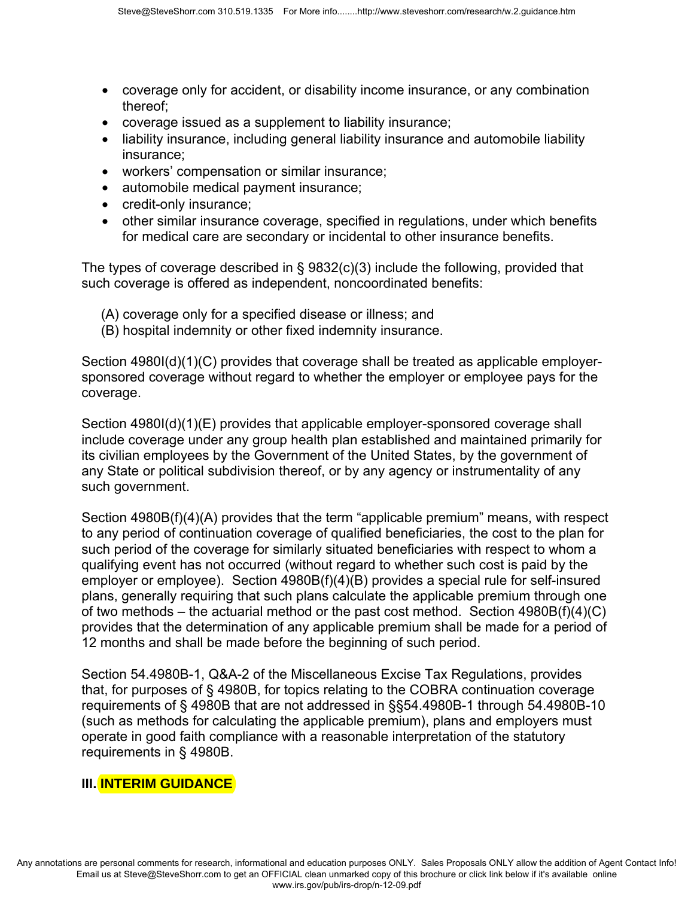- coverage only for accident, or disability income insurance, or any combination thereof;
- coverage issued as a supplement to liability insurance;
- liability insurance, including general liability insurance and automobile liability insurance;
- workers' compensation or similar insurance;
- automobile medical payment insurance;
- credit-only insurance;
- other similar insurance coverage, specified in regulations, under which benefits for medical care are secondary or incidental to other insurance benefits.

The types of coverage described in § 9832(c)(3) include the following, provided that such coverage is offered as independent, noncoordinated benefits:

(A) coverage only for a specified disease or illness; and
(B) hospital indemnity or other fixed indemnity insurance.

Section 4980I(d)(1)(C) provides that coverage shall be treated as applicable employer-sponsored coverage without regard to whether the employer or employee pays for the coverage.

Section 4980I(d)(1)(E) provides that applicable employer-sponsored coverage shall include coverage under any group health plan established and maintained primarily for its civilian employees by the Government of the United States, by the government of any State or political subdivision thereof, or by any agency or instrumentality of any such government.

Section 4980B(f)(4)(A) provides that the term "applicable premium" means, with respect to any period of continuation coverage of qualified beneficiaries, the cost to the plan for such period of the coverage for similarly situated beneficiaries with respect to whom a qualifying event has not occurred (without regard to whether such cost is paid by the employer or employee). Section 4980B(f)(4)(B) provides a special rule for self-insured plans, generally requiring that such plans calculate the applicable premium through one of two methods – the actuarial method or the past cost method. Section 4980B(f)(4)(C) provides that the determination of any applicable premium shall be made for a period of 12 months and shall be made before the beginning of such period.

Section 54.4980B-1, Q&A-2 of the Miscellaneous Excise Tax Regulations, provides that, for purposes of § 4980B, for topics relating to the COBRA continuation coverage requirements of § 4980B that are not addressed in §§54.4980B-1 through 54.4980B-10 (such as methods for calculating the applicable premium), plans and employers must operate in good faith compliance with a reasonable interpretation of the statutory requirements in § 4980B.

## III. INTERIM GUIDANCE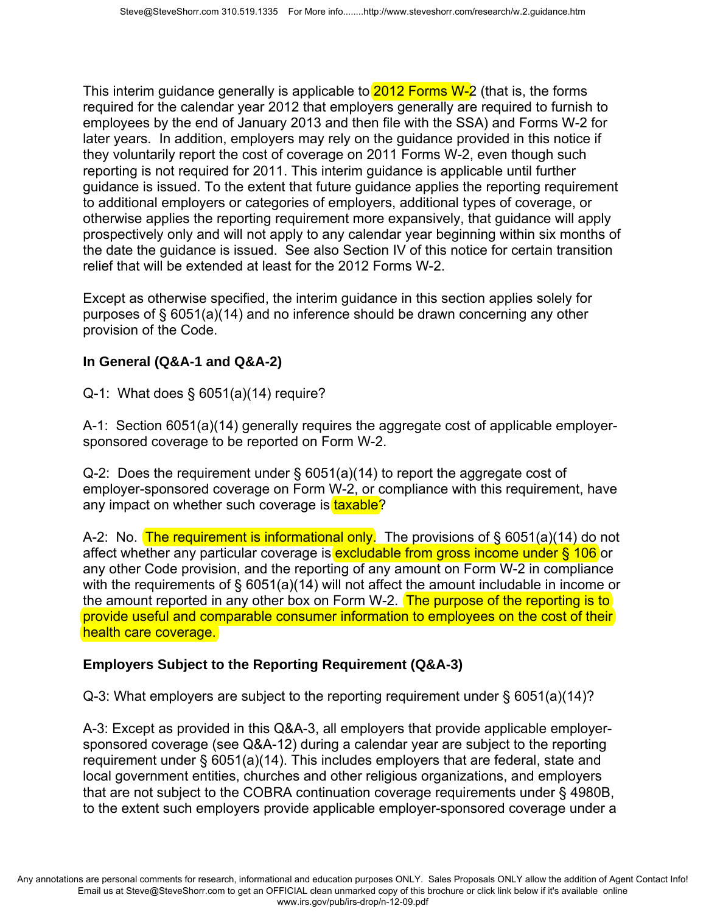This interim guidance generally is applicable to 2012 Forms W-2 (that is, the forms required for the calendar year 2012 that employers generally are required to furnish to employees by the end of January 2013 and then file with the SSA) and Forms W-2 for later years. In addition, employers may rely on the guidance provided in this notice if they voluntarily report the cost of coverage on 2011 Forms W-2, even though such reporting is not required for 2011. This interim guidance is applicable until further guidance is issued. To the extent that future guidance applies the reporting requirement to additional employers or categories of employers, additional types of coverage, or otherwise applies the reporting requirement more expansively, that guidance will apply prospectively only and will not apply to any calendar year beginning within six months of the date the guidance is issued. See also Section IV of this notice for certain transition relief that will be extended at least for the 2012 Forms W-2.

Except as otherwise specified, the interim guidance in this section applies solely for purposes of § 6051(a)(14) and no inference should be drawn concerning any other provision of the Code.

**In General (Q&A-1 and Q&A-2)**

Q-1: What does § 6051(a)(14) require?

A-1: Section 6051(a)(14) generally requires the aggregate cost of applicable employer-sponsored coverage to be reported on Form W-2.

Q-2: Does the requirement under § 6051(a)(14) to report the aggregate cost of employer-sponsored coverage on Form W-2, or compliance with this requirement, have any impact on whether such coverage is taxable?

A-2: No. The requirement is informational only. The provisions of § 6051(a)(14) do not affect whether any particular coverage is excludable from gross income under § 106 or any other Code provision, and the reporting of any amount on Form W-2 in compliance with the requirements of § 6051(a)(14) will not affect the amount includable in income or the amount reported in any other box on Form W-2. The purpose of the reporting is to provide useful and comparable consumer information to employees on the cost of their health care coverage.

**Employers Subject to the Reporting Requirement (Q&A-3)**

Q-3: What employers are subject to the reporting requirement under § 6051(a)(14)?

A-3: Except as provided in this Q&A-3, all employers that provide applicable employer-sponsored coverage (see Q&A-12) during a calendar year are subject to the reporting requirement under § 6051(a)(14). This includes employers that are federal, state and local government entities, churches and other religious organizations, and employers that are not subject to the COBRA continuation coverage requirements under § 4980B, to the extent such employers provide applicable employer-sponsored coverage under a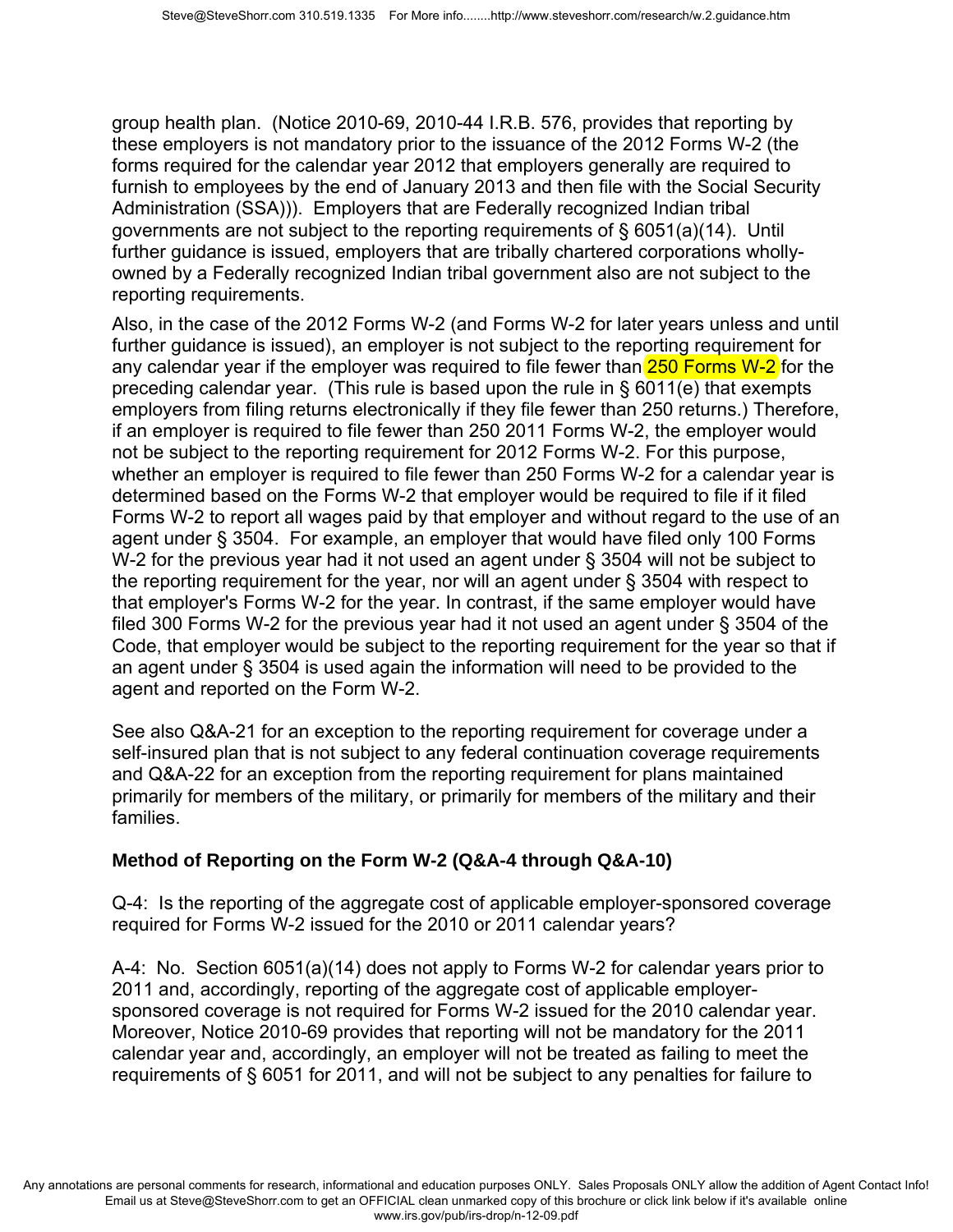group health plan. (Notice 2010-69, 2010-44 I.R.B. 576, provides that reporting by these employers is not mandatory prior to the issuance of the 2012 Forms W-2 (the forms required for the calendar year 2012 that employers generally are required to furnish to employees by the end of January 2013 and then file with the Social Security Administration (SSA))). Employers that are Federally recognized Indian tribal governments are not subject to the reporting requirements of § 6051(a)(14). Until further guidance is issued, employers that are tribally chartered corporations wholly-owned by a Federally recognized Indian tribal government also are not subject to the reporting requirements.

Also, in the case of the 2012 Forms W-2 (and Forms W-2 for later years unless and until further guidance is issued), an employer is not subject to the reporting requirement for any calendar year if the employer was required to file fewer than 250 Forms W-2 for the preceding calendar year. (This rule is based upon the rule in § 6011(e) that exempts employers from filing returns electronically if they file fewer than 250 returns.) Therefore, if an employer is required to file fewer than 250 2011 Forms W-2, the employer would not be subject to the reporting requirement for 2012 Forms W-2. For this purpose, whether an employer is required to file fewer than 250 Forms W-2 for a calendar year is determined based on the Forms W-2 that employer would be required to file if it filed Forms W-2 to report all wages paid by that employer and without regard to the use of an agent under § 3504. For example, an employer that would have filed only 100 Forms W-2 for the previous year had it not used an agent under § 3504 will not be subject to the reporting requirement for the year, nor will an agent under § 3504 with respect to that employer's Forms W-2 for the year. In contrast, if the same employer would have filed 300 Forms W-2 for the previous year had it not used an agent under § 3504 of the Code, that employer would be subject to the reporting requirement for the year so that if an agent under § 3504 is used again the information will need to be provided to the agent and reported on the Form W-2.

See also Q&A-21 for an exception to the reporting requirement for coverage under a self-insured plan that is not subject to any federal continuation coverage requirements and Q&A-22 for an exception from the reporting requirement for plans maintained primarily for members of the military, or primarily for members of the military and their families.

**Method of Reporting on the Form W-2 (Q&A-4 through Q&A-10)**

Q-4: Is the reporting of the aggregate cost of applicable employer-sponsored coverage required for Forms W-2 issued for the 2010 or 2011 calendar years?

A-4: No. Section 6051(a)(14) does not apply to Forms W-2 for calendar years prior to 2011 and, accordingly, reporting of the aggregate cost of applicable employer-sponsored coverage is not required for Forms W-2 issued for the 2010 calendar year. Moreover, Notice 2010-69 provides that reporting will not be mandatory for the 2011 calendar year and, accordingly, an employer will not be treated as failing to meet the requirements of § 6051 for 2011, and will not be subject to any penalties for failure to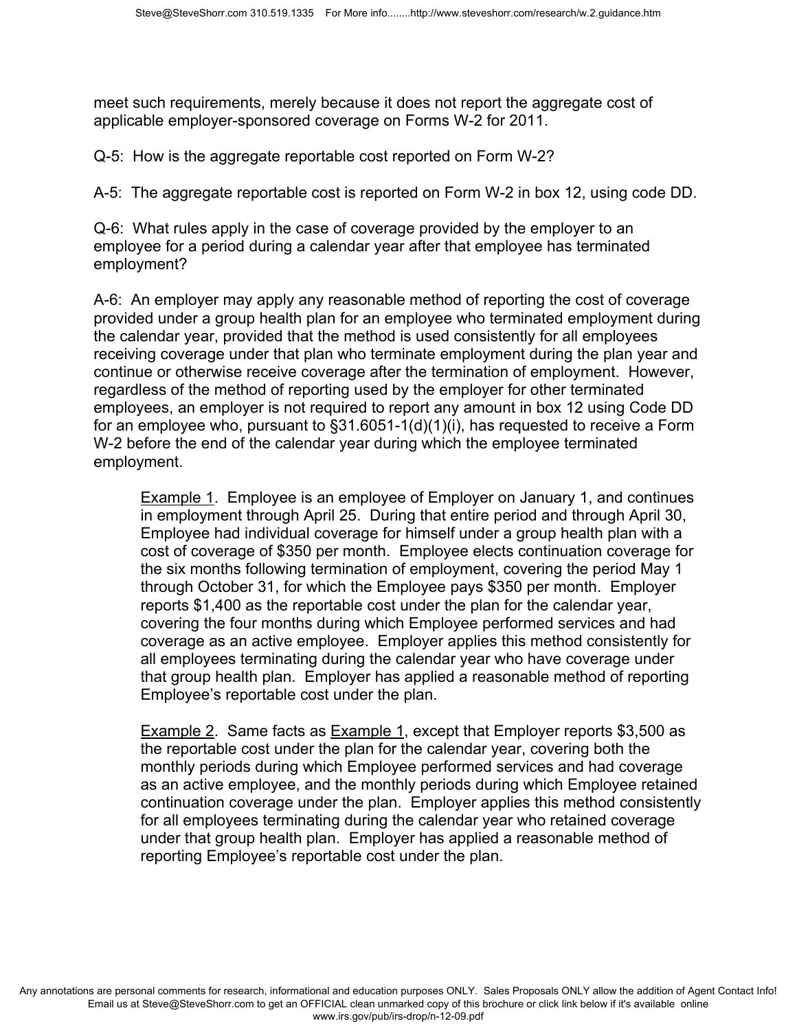meet such requirements, merely because it does not report the aggregate cost of applicable employer-sponsored coverage on Forms W-2 for 2011.

Q-5: How is the aggregate reportable cost reported on Form W-2?

A-5: The aggregate reportable cost is reported on Form W-2 in box 12, using code DD.

Q-6: What rules apply in the case of coverage provided by the employer to an employee for a period during a calendar year after that employee has terminated employment?

A-6: An employer may apply any reasonable method of reporting the cost of coverage provided under a group health plan for an employee who terminated employment during the calendar year, provided that the method is used consistently for all employees receiving coverage under that plan who terminate employment during the plan year and continue or otherwise receive coverage after the termination of employment. However, regardless of the method of reporting used by the employer for other terminated employees, an employer is not required to report any amount in box 12 using Code DD for an employee who, pursuant to §31.6051-1(d)(1)(i), has requested to receive a Form W-2 before the end of the calendar year during which the employee terminated employment.

> Example 1. Employee is an employee of Employer on January 1, and continues in employment through April 25. During that entire period and through April 30, Employee had individual coverage for himself under a group health plan with a cost of coverage of $350 per month. Employee elects continuation coverage for the six months following termination of employment, covering the period May 1 through October 31, for which the Employee pays $350 per month. Employer reports $1,400 as the reportable cost under the plan for the calendar year, covering the four months during which Employee performed services and had coverage as an active employee. Employer applies this method consistently for all employees terminating during the calendar year who have coverage under that group health plan. Employer has applied a reasonable method of reporting Employee's reportable cost under the plan.
>
> Example 2. Same facts as Example 1, except that Employer reports $3,500 as the reportable cost under the plan for the calendar year, covering both the monthly periods during which Employee performed services and had coverage as an active employee, and the monthly periods during which Employee retained continuation coverage under the plan. Employer applies this method consistently for all employees terminating during the calendar year who retained coverage under that group health plan. Employer has applied a reasonable method of reporting Employee's reportable cost under the plan.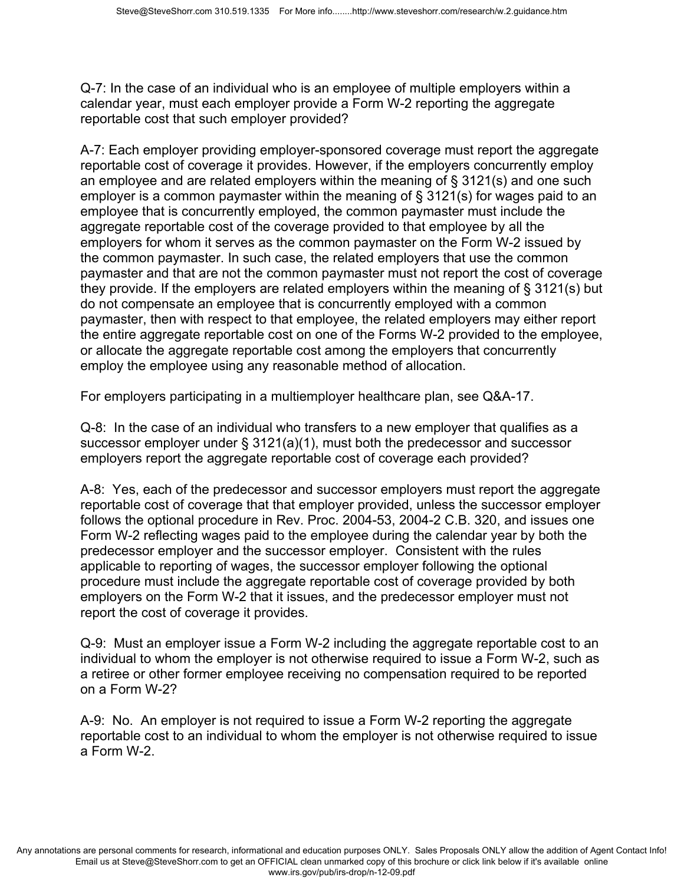Q-7: In the case of an individual who is an employee of multiple employers within a calendar year, must each employer provide a Form W-2 reporting the aggregate reportable cost that such employer provided?

A-7: Each employer providing employer-sponsored coverage must report the aggregate reportable cost of coverage it provides. However, if the employers concurrently employ an employee and are related employers within the meaning of § 3121(s) and one such employer is a common paymaster within the meaning of § 3121(s) for wages paid to an employee that is concurrently employed, the common paymaster must include the aggregate reportable cost of the coverage provided to that employee by all the employers for whom it serves as the common paymaster on the Form W-2 issued by the common paymaster. In such case, the related employers that use the common paymaster and that are not the common paymaster must not report the cost of coverage they provide. If the employers are related employers within the meaning of § 3121(s) but do not compensate an employee that is concurrently employed with a common paymaster, then with respect to that employee, the related employers may either report the entire aggregate reportable cost on one of the Forms W-2 provided to the employee, or allocate the aggregate reportable cost among the employers that concurrently employ the employee using any reasonable method of allocation.

For employers participating in a multiemployer healthcare plan, see Q&A-17.

Q-8: In the case of an individual who transfers to a new employer that qualifies as a successor employer under § 3121(a)(1), must both the predecessor and successor employers report the aggregate reportable cost of coverage each provided?

A-8: Yes, each of the predecessor and successor employers must report the aggregate reportable cost of coverage that that employer provided, unless the successor employer follows the optional procedure in Rev. Proc. 2004-53, 2004-2 C.B. 320, and issues one Form W-2 reflecting wages paid to the employee during the calendar year by both the predecessor employer and the successor employer. Consistent with the rules applicable to reporting of wages, the successor employer following the optional procedure must include the aggregate reportable cost of coverage provided by both employers on the Form W-2 that it issues, and the predecessor employer must not report the cost of coverage it provides.

Q-9: Must an employer issue a Form W-2 including the aggregate reportable cost to an individual to whom the employer is not otherwise required to issue a Form W-2, such as a retiree or other former employee receiving no compensation required to be reported on a Form W-2?

A-9: No. An employer is not required to issue a Form W-2 reporting the aggregate reportable cost to an individual to whom the employer is not otherwise required to issue a Form W-2.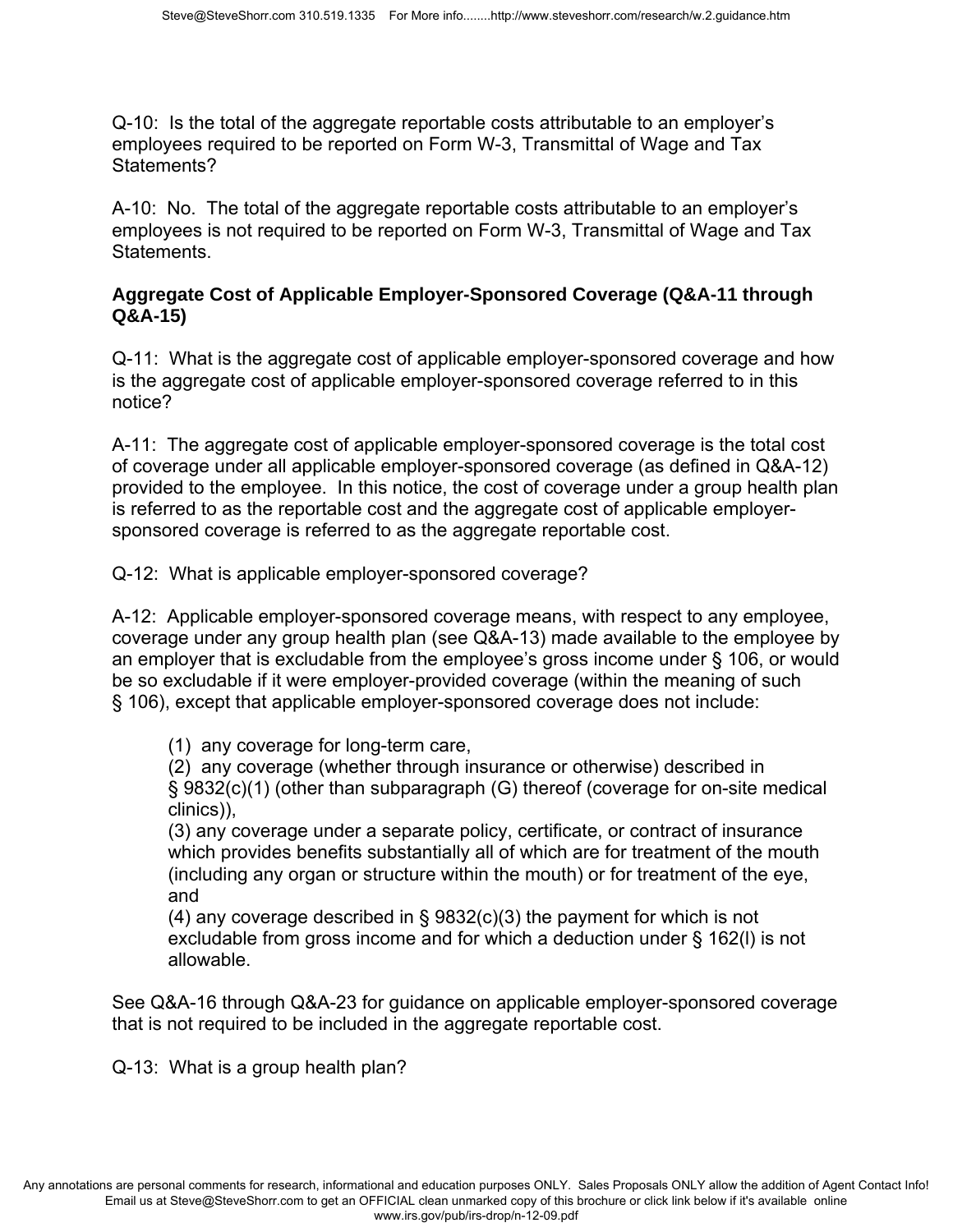Q-10: Is the total of the aggregate reportable costs attributable to an employer's employees required to be reported on Form W-3, Transmittal of Wage and Tax Statements?

A-10: No. The total of the aggregate reportable costs attributable to an employer's employees is not required to be reported on Form W-3, Transmittal of Wage and Tax Statements.

**Aggregate Cost of Applicable Employer-Sponsored Coverage (Q&A-11 through Q&A-15)**

Q-11: What is the aggregate cost of applicable employer-sponsored coverage and how is the aggregate cost of applicable employer-sponsored coverage referred to in this notice?

A-11: The aggregate cost of applicable employer-sponsored coverage is the total cost of coverage under all applicable employer-sponsored coverage (as defined in Q&A-12) provided to the employee. In this notice, the cost of coverage under a group health plan is referred to as the reportable cost and the aggregate cost of applicable employer-sponsored coverage is referred to as the aggregate reportable cost.

Q-12: What is applicable employer-sponsored coverage?

A-12: Applicable employer-sponsored coverage means, with respect to any employee, coverage under any group health plan (see Q&A-13) made available to the employee by an employer that is excludable from the employee's gross income under § 106, or would be so excludable if it were employer-provided coverage (within the meaning of such § 106), except that applicable employer-sponsored coverage does not include:

(1) any coverage for long-term care,
(2) any coverage (whether through insurance or otherwise) described in § 9832(c)(1) (other than subparagraph (G) thereof (coverage for on-site medical clinics)),
(3) any coverage under a separate policy, certificate, or contract of insurance which provides benefits substantially all of which are for treatment of the mouth (including any organ or structure within the mouth) or for treatment of the eye, and
(4) any coverage described in § 9832(c)(3) the payment for which is not excludable from gross income and for which a deduction under § 162(l) is not allowable.

See Q&A-16 through Q&A-23 for guidance on applicable employer-sponsored coverage that is not required to be included in the aggregate reportable cost.

Q-13: What is a group health plan?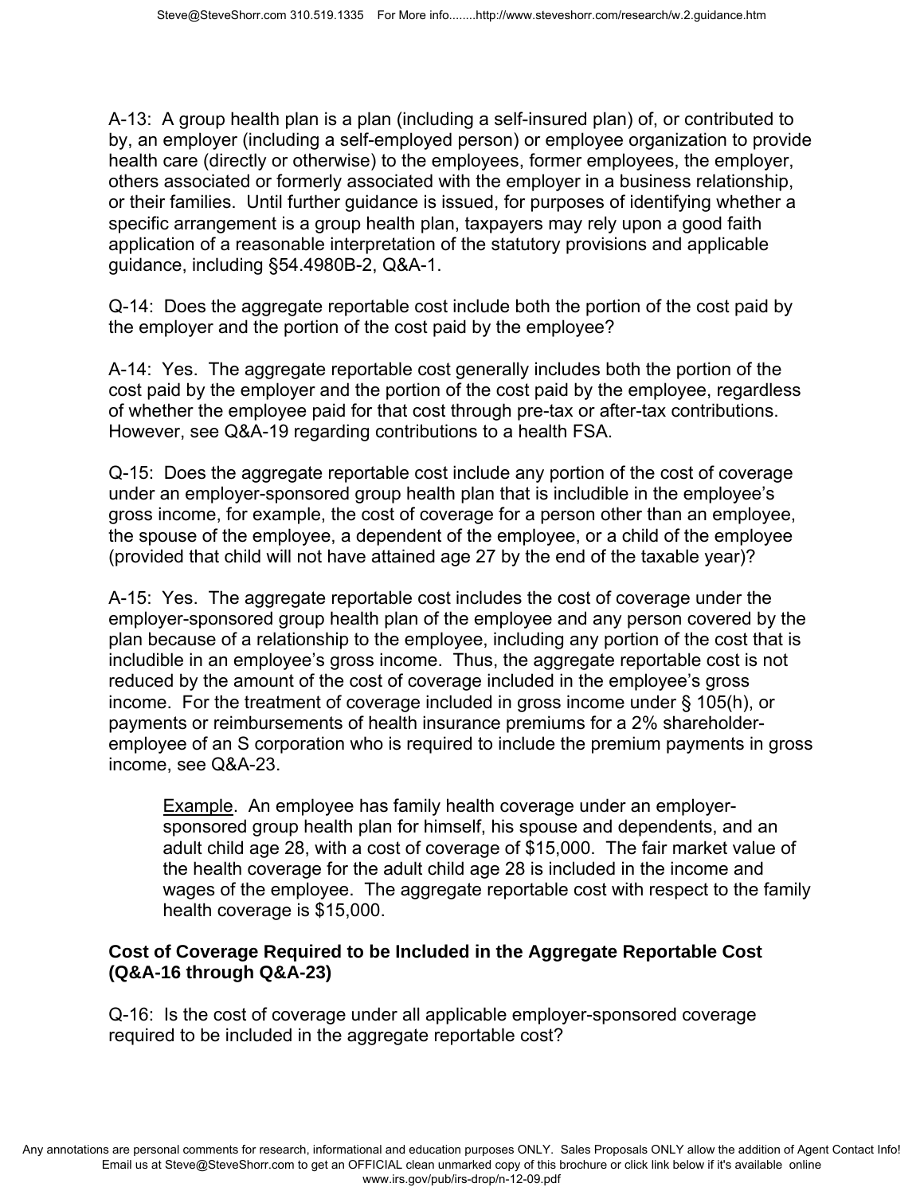A-13: A group health plan is a plan (including a self-insured plan) of, or contributed to by, an employer (including a self-employed person) or employee organization to provide health care (directly or otherwise) to the employees, former employees, the employer, others associated or formerly associated with the employer in a business relationship, or their families. Until further guidance is issued, for purposes of identifying whether a specific arrangement is a group health plan, taxpayers may rely upon a good faith application of a reasonable interpretation of the statutory provisions and applicable guidance, including §54.4980B-2, Q&A-1.

Q-14: Does the aggregate reportable cost include both the portion of the cost paid by the employer and the portion of the cost paid by the employee?

A-14: Yes. The aggregate reportable cost generally includes both the portion of the cost paid by the employer and the portion of the cost paid by the employee, regardless of whether the employee paid for that cost through pre-tax or after-tax contributions. However, see Q&A-19 regarding contributions to a health FSA.

Q-15: Does the aggregate reportable cost include any portion of the cost of coverage under an employer-sponsored group health plan that is includible in the employee's gross income, for example, the cost of coverage for a person other than an employee, the spouse of the employee, a dependent of the employee, or a child of the employee (provided that child will not have attained age 27 by the end of the taxable year)?

A-15: Yes. The aggregate reportable cost includes the cost of coverage under the employer-sponsored group health plan of the employee and any person covered by the plan because of a relationship to the employee, including any portion of the cost that is includible in an employee's gross income. Thus, the aggregate reportable cost is not reduced by the amount of the cost of coverage included in the employee's gross income. For the treatment of coverage included in gross income under § 105(h), or payments or reimbursements of health insurance premiums for a 2% shareholder-employee of an S corporation who is required to include the premium payments in gross income, see Q&A-23.

> Example. An employee has family health coverage under an employer-sponsored group health plan for himself, his spouse and dependents, and an adult child age 28, with a cost of coverage of $15,000. The fair market value of the health coverage for the adult child age 28 is included in the income and wages of the employee. The aggregate reportable cost with respect to the family health coverage is $15,000.

**Cost of Coverage Required to be Included in the Aggregate Reportable Cost (Q&A-16 through Q&A-23)**

Q-16: Is the cost of coverage under all applicable employer-sponsored coverage required to be included in the aggregate reportable cost?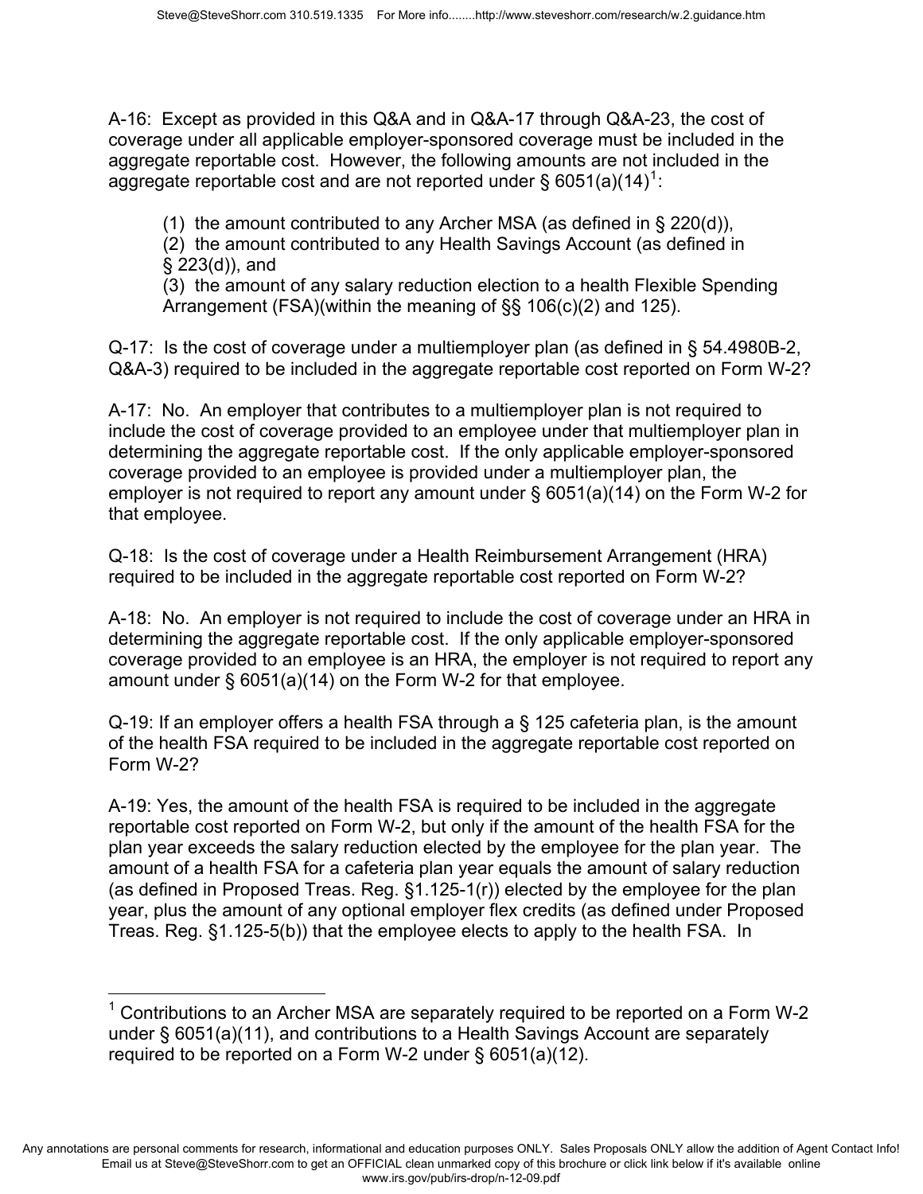A-16: Except as provided in this Q&A and in Q&A-17 through Q&A-23, the cost of coverage under all applicable employer-sponsored coverage must be included in the aggregate reportable cost. However, the following amounts are not included in the aggregate reportable cost and are not reported under § 6051(a)(14)[1]:

(1) the amount contributed to any Archer MSA (as defined in § 220(d)),
(2) the amount contributed to any Health Savings Account (as defined in § 223(d)), and
(3) the amount of any salary reduction election to a health Flexible Spending Arrangement (FSA)(within the meaning of §§ 106(c)(2) and 125).

Q-17: Is the cost of coverage under a multiemployer plan (as defined in § 54.4980B-2, Q&A-3) required to be included in the aggregate reportable cost reported on Form W-2?

A-17: No. An employer that contributes to a multiemployer plan is not required to include the cost of coverage provided to an employee under that multiemployer plan in determining the aggregate reportable cost. If the only applicable employer-sponsored coverage provided to an employee is provided under a multiemployer plan, the employer is not required to report any amount under § 6051(a)(14) on the Form W-2 for that employee.

Q-18: Is the cost of coverage under a Health Reimbursement Arrangement (HRA) required to be included in the aggregate reportable cost reported on Form W-2?

A-18: No. An employer is not required to include the cost of coverage under an HRA in determining the aggregate reportable cost. If the only applicable employer-sponsored coverage provided to an employee is an HRA, the employer is not required to report any amount under § 6051(a)(14) on the Form W-2 for that employee.

Q-19: If an employer offers a health FSA through a § 125 cafeteria plan, is the amount of the health FSA required to be included in the aggregate reportable cost reported on Form W-2?

A-19: Yes, the amount of the health FSA is required to be included in the aggregate reportable cost reported on Form W-2, but only if the amount of the health FSA for the plan year exceeds the salary reduction elected by the employee for the plan year. The amount of a health FSA for a cafeteria plan year equals the amount of salary reduction (as defined in Proposed Treas. Reg. §1.125-1(r)) elected by the employee for the plan year, plus the amount of any optional employer flex credits (as defined under Proposed Treas. Reg. §1.125-5(b)) that the employee elects to apply to the health FSA. In

---

[1] Contributions to an Archer MSA are separately required to be reported on a Form W-2 under § 6051(a)(11), and contributions to a Health Savings Account are separately required to be reported on a Form W-2 under § 6051(a)(12).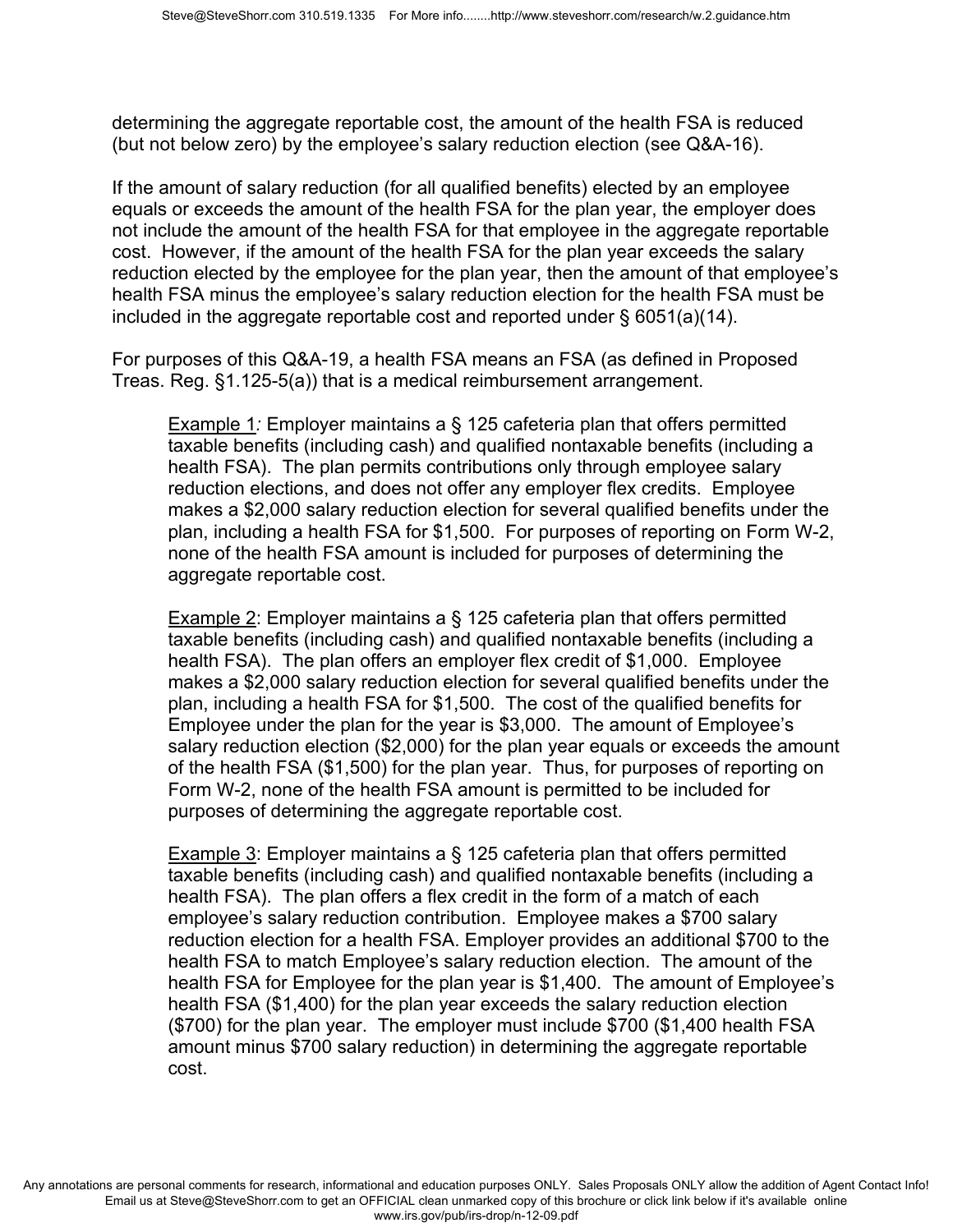determining the aggregate reportable cost, the amount of the health FSA is reduced (but not below zero) by the employee's salary reduction election (see Q&A-16).

If the amount of salary reduction (for all qualified benefits) elected by an employee equals or exceeds the amount of the health FSA for the plan year, the employer does not include the amount of the health FSA for that employee in the aggregate reportable cost. However, if the amount of the health FSA for the plan year exceeds the salary reduction elected by the employee for the plan year, then the amount of that employee's health FSA minus the employee's salary reduction election for the health FSA must be included in the aggregate reportable cost and reported under § 6051(a)(14).

For purposes of this Q&A-19, a health FSA means an FSA (as defined in Proposed Treas. Reg. §1.125-5(a)) that is a medical reimbursement arrangement.

> Example 1*:* Employer maintains a § 125 cafeteria plan that offers permitted taxable benefits (including cash) and qualified nontaxable benefits (including a health FSA). The plan permits contributions only through employee salary reduction elections, and does not offer any employer flex credits. Employee makes a $2,000 salary reduction election for several qualified benefits under the plan, including a health FSA for $1,500. For purposes of reporting on Form W-2, none of the health FSA amount is included for purposes of determining the aggregate reportable cost.
>
> Example 2: Employer maintains a § 125 cafeteria plan that offers permitted taxable benefits (including cash) and qualified nontaxable benefits (including a health FSA). The plan offers an employer flex credit of $1,000. Employee makes a $2,000 salary reduction election for several qualified benefits under the plan, including a health FSA for $1,500. The cost of the qualified benefits for Employee under the plan for the year is $3,000. The amount of Employee's salary reduction election ($2,000) for the plan year equals or exceeds the amount of the health FSA ($1,500) for the plan year. Thus, for purposes of reporting on Form W-2, none of the health FSA amount is permitted to be included for purposes of determining the aggregate reportable cost.
>
> Example 3: Employer maintains a § 125 cafeteria plan that offers permitted taxable benefits (including cash) and qualified nontaxable benefits (including a health FSA). The plan offers a flex credit in the form of a match of each employee's salary reduction contribution. Employee makes a $700 salary reduction election for a health FSA. Employer provides an additional $700 to the health FSA to match Employee's salary reduction election. The amount of the health FSA for Employee for the plan year is $1,400. The amount of Employee's health FSA ($1,400) for the plan year exceeds the salary reduction election ($700) for the plan year. The employer must include $700 ($1,400 health FSA amount minus $700 salary reduction) in determining the aggregate reportable cost.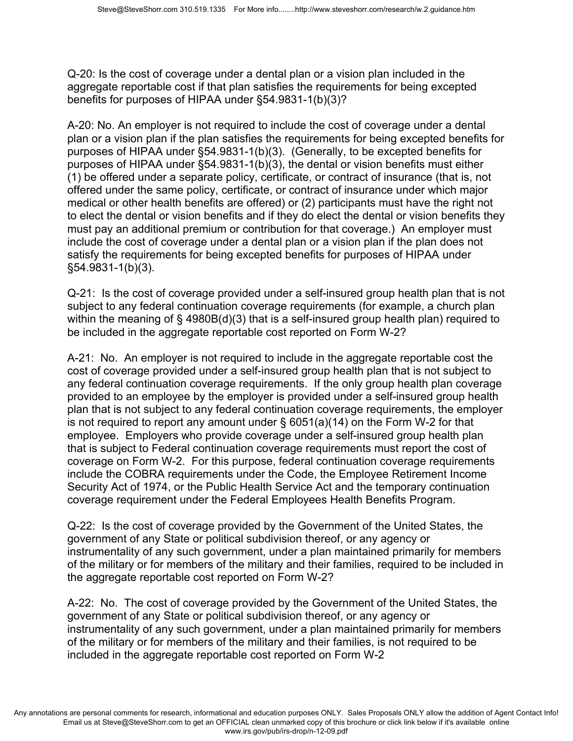Q-20: Is the cost of coverage under a dental plan or a vision plan included in the aggregate reportable cost if that plan satisfies the requirements for being excepted benefits for purposes of HIPAA under §54.9831-1(b)(3)?

A-20: No. An employer is not required to include the cost of coverage under a dental plan or a vision plan if the plan satisfies the requirements for being excepted benefits for purposes of HIPAA under §54.9831-1(b)(3). (Generally, to be excepted benefits for purposes of HIPAA under §54.9831-1(b)(3), the dental or vision benefits must either (1) be offered under a separate policy, certificate, or contract of insurance (that is, not offered under the same policy, certificate, or contract of insurance under which major medical or other health benefits are offered) or (2) participants must have the right not to elect the dental or vision benefits and if they do elect the dental or vision benefits they must pay an additional premium or contribution for that coverage.) An employer must include the cost of coverage under a dental plan or a vision plan if the plan does not satisfy the requirements for being excepted benefits for purposes of HIPAA under §54.9831-1(b)(3).

Q-21: Is the cost of coverage provided under a self-insured group health plan that is not subject to any federal continuation coverage requirements (for example, a church plan within the meaning of § 4980B(d)(3) that is a self-insured group health plan) required to be included in the aggregate reportable cost reported on Form W-2?

A-21: No. An employer is not required to include in the aggregate reportable cost the cost of coverage provided under a self-insured group health plan that is not subject to any federal continuation coverage requirements. If the only group health plan coverage provided to an employee by the employer is provided under a self-insured group health plan that is not subject to any federal continuation coverage requirements, the employer is not required to report any amount under § 6051(a)(14) on the Form W-2 for that employee. Employers who provide coverage under a self-insured group health plan that is subject to Federal continuation coverage requirements must report the cost of coverage on Form W-2. For this purpose, federal continuation coverage requirements include the COBRA requirements under the Code, the Employee Retirement Income Security Act of 1974, or the Public Health Service Act and the temporary continuation coverage requirement under the Federal Employees Health Benefits Program.

Q-22: Is the cost of coverage provided by the Government of the United States, the government of any State or political subdivision thereof, or any agency or instrumentality of any such government, under a plan maintained primarily for members of the military or for members of the military and their families, required to be included in the aggregate reportable cost reported on Form W-2?

A-22: No. The cost of coverage provided by the Government of the United States, the government of any State or political subdivision thereof, or any agency or instrumentality of any such government, under a plan maintained primarily for members of the military or for members of the military and their families, is not required to be included in the aggregate reportable cost reported on Form W-2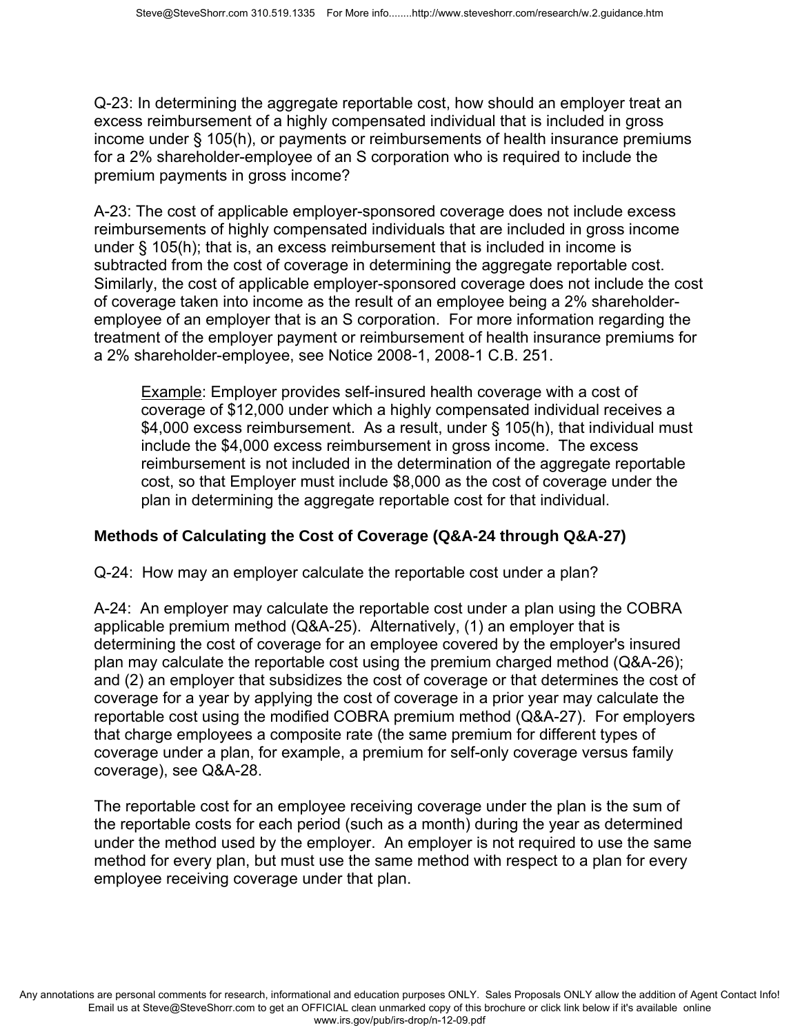Q-23: In determining the aggregate reportable cost, how should an employer treat an excess reimbursement of a highly compensated individual that is included in gross income under § 105(h), or payments or reimbursements of health insurance premiums for a 2% shareholder-employee of an S corporation who is required to include the premium payments in gross income?

A-23: The cost of applicable employer-sponsored coverage does not include excess reimbursements of highly compensated individuals that are included in gross income under § 105(h); that is, an excess reimbursement that is included in income is subtracted from the cost of coverage in determining the aggregate reportable cost. Similarly, the cost of applicable employer-sponsored coverage does not include the cost of coverage taken into income as the result of an employee being a 2% shareholder-employee of an employer that is an S corporation. For more information regarding the treatment of the employer payment or reimbursement of health insurance premiums for a 2% shareholder-employee, see Notice 2008-1, 2008-1 C.B. 251.

> Example: Employer provides self-insured health coverage with a cost of coverage of $12,000 under which a highly compensated individual receives a $4,000 excess reimbursement. As a result, under § 105(h), that individual must include the $4,000 excess reimbursement in gross income. The excess reimbursement is not included in the determination of the aggregate reportable cost, so that Employer must include $8,000 as the cost of coverage under the plan in determining the aggregate reportable cost for that individual.

**Methods of Calculating the Cost of Coverage (Q&A-24 through Q&A-27)**

Q-24: How may an employer calculate the reportable cost under a plan?

A-24: An employer may calculate the reportable cost under a plan using the COBRA applicable premium method (Q&A-25). Alternatively, (1) an employer that is determining the cost of coverage for an employee covered by the employer's insured plan may calculate the reportable cost using the premium charged method (Q&A-26); and (2) an employer that subsidizes the cost of coverage or that determines the cost of coverage for a year by applying the cost of coverage in a prior year may calculate the reportable cost using the modified COBRA premium method (Q&A-27). For employers that charge employees a composite rate (the same premium for different types of coverage under a plan, for example, a premium for self-only coverage versus family coverage), see Q&A-28.

The reportable cost for an employee receiving coverage under the plan is the sum of the reportable costs for each period (such as a month) during the year as determined under the method used by the employer. An employer is not required to use the same method for every plan, but must use the same method with respect to a plan for every employee receiving coverage under that plan.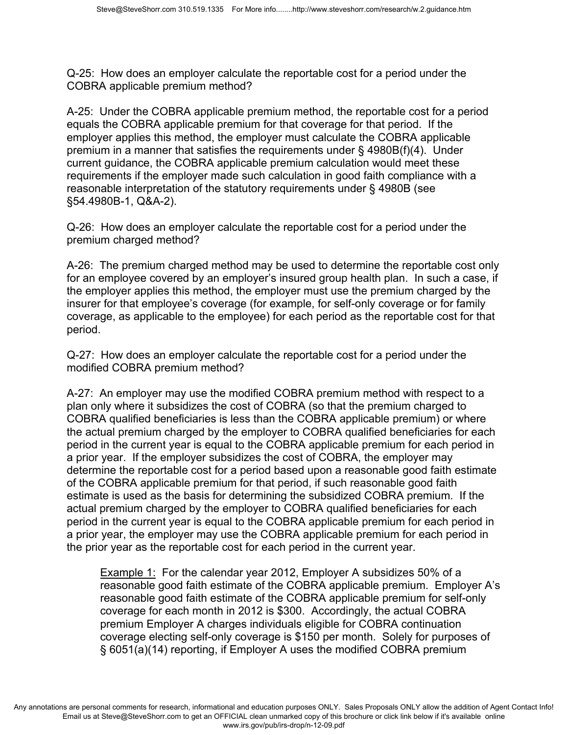Q-25: How does an employer calculate the reportable cost for a period under the COBRA applicable premium method?

A-25: Under the COBRA applicable premium method, the reportable cost for a period equals the COBRA applicable premium for that coverage for that period. If the employer applies this method, the employer must calculate the COBRA applicable premium in a manner that satisfies the requirements under § 4980B(f)(4). Under current guidance, the COBRA applicable premium calculation would meet these requirements if the employer made such calculation in good faith compliance with a reasonable interpretation of the statutory requirements under § 4980B (see §54.4980B-1, Q&A-2).

Q-26: How does an employer calculate the reportable cost for a period under the premium charged method?

A-26: The premium charged method may be used to determine the reportable cost only for an employee covered by an employer's insured group health plan. In such a case, if the employer applies this method, the employer must use the premium charged by the insurer for that employee's coverage (for example, for self-only coverage or for family coverage, as applicable to the employee) for each period as the reportable cost for that period.

Q-27: How does an employer calculate the reportable cost for a period under the modified COBRA premium method?

A-27: An employer may use the modified COBRA premium method with respect to a plan only where it subsidizes the cost of COBRA (so that the premium charged to COBRA qualified beneficiaries is less than the COBRA applicable premium) or where the actual premium charged by the employer to COBRA qualified beneficiaries for each period in the current year is equal to the COBRA applicable premium for each period in a prior year. If the employer subsidizes the cost of COBRA, the employer may determine the reportable cost for a period based upon a reasonable good faith estimate of the COBRA applicable premium for that period, if such reasonable good faith estimate is used as the basis for determining the subsidized COBRA premium. If the actual premium charged by the employer to COBRA qualified beneficiaries for each period in the current year is equal to the COBRA applicable premium for each period in a prior year, the employer may use the COBRA applicable premium for each period in the prior year as the reportable cost for each period in the current year.

> <u>Example 1:</u> For the calendar year 2012, Employer A subsidizes 50% of a reasonable good faith estimate of the COBRA applicable premium. Employer A's reasonable good faith estimate of the COBRA applicable premium for self-only coverage for each month in 2012 is $300. Accordingly, the actual COBRA premium Employer A charges individuals eligible for COBRA continuation coverage electing self-only coverage is $150 per month. Solely for purposes of § 6051(a)(14) reporting, if Employer A uses the modified COBRA premium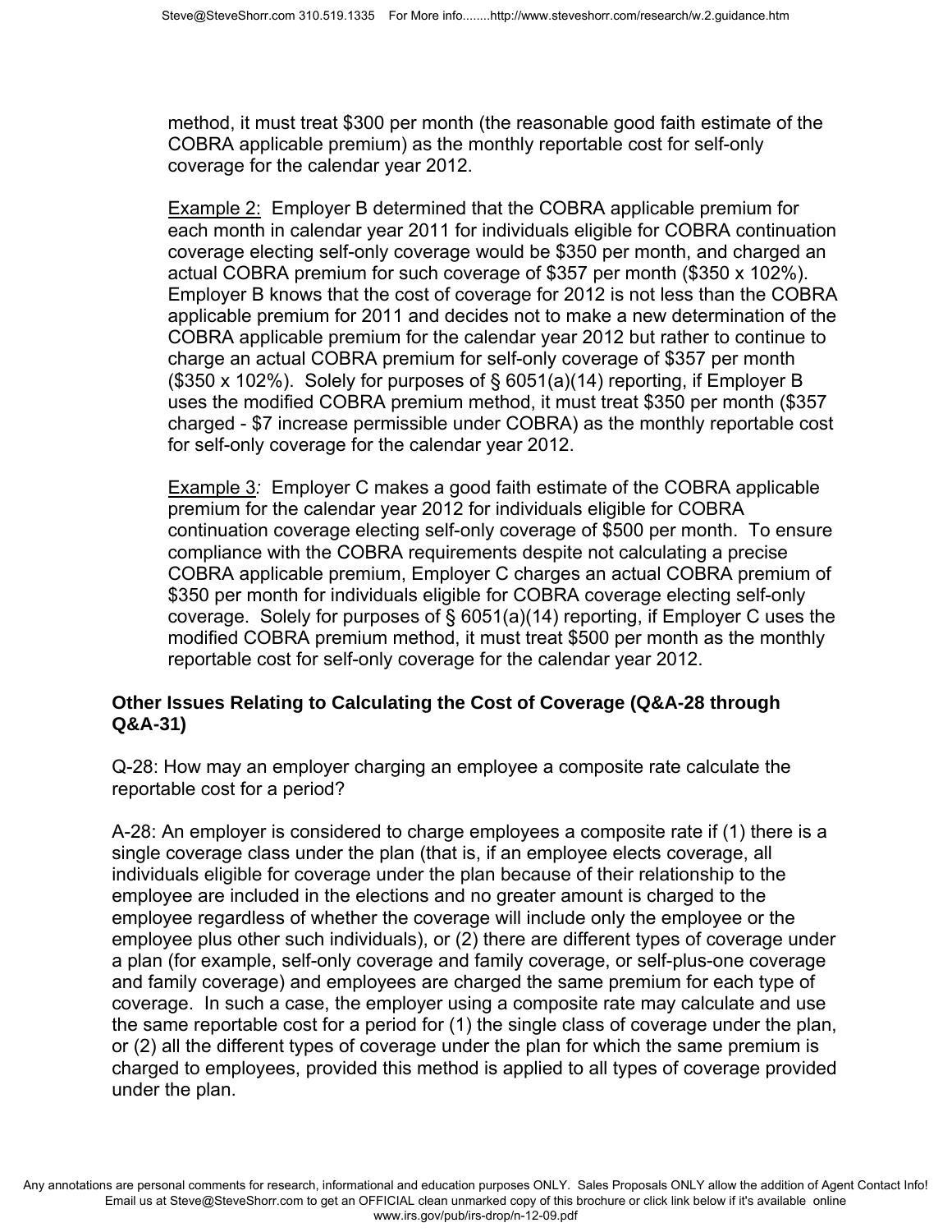method, it must treat $300 per month (the reasonable good faith estimate of the COBRA applicable premium) as the monthly reportable cost for self-only coverage for the calendar year 2012.

Example 2: Employer B determined that the COBRA applicable premium for each month in calendar year 2011 for individuals eligible for COBRA continuation coverage electing self-only coverage would be $350 per month, and charged an actual COBRA premium for such coverage of $357 per month ($350 x 102%). Employer B knows that the cost of coverage for 2012 is not less than the COBRA applicable premium for 2011 and decides not to make a new determination of the COBRA applicable premium for the calendar year 2012 but rather to continue to charge an actual COBRA premium for self-only coverage of $357 per month ($350 x 102%). Solely for purposes of § 6051(a)(14) reporting, if Employer B uses the modified COBRA premium method, it must treat $350 per month ($357 charged - $7 increase permissible under COBRA) as the monthly reportable cost for self-only coverage for the calendar year 2012.

Example 3: Employer C makes a good faith estimate of the COBRA applicable premium for the calendar year 2012 for individuals eligible for COBRA continuation coverage electing self-only coverage of $500 per month. To ensure compliance with the COBRA requirements despite not calculating a precise COBRA applicable premium, Employer C charges an actual COBRA premium of $350 per month for individuals eligible for COBRA coverage electing self-only coverage. Solely for purposes of § 6051(a)(14) reporting, if Employer C uses the modified COBRA premium method, it must treat $500 per month as the monthly reportable cost for self-only coverage for the calendar year 2012.

**Other Issues Relating to Calculating the Cost of Coverage (Q&A-28 through Q&A-31)**

Q-28: How may an employer charging an employee a composite rate calculate the reportable cost for a period?

A-28: An employer is considered to charge employees a composite rate if (1) there is a single coverage class under the plan (that is, if an employee elects coverage, all individuals eligible for coverage under the plan because of their relationship to the employee are included in the elections and no greater amount is charged to the employee regardless of whether the coverage will include only the employee or the employee plus other such individuals), or (2) there are different types of coverage under a plan (for example, self-only coverage and family coverage, or self-plus-one coverage and family coverage) and employees are charged the same premium for each type of coverage. In such a case, the employer using a composite rate may calculate and use the same reportable cost for a period for (1) the single class of coverage under the plan, or (2) all the different types of coverage under the plan for which the same premium is charged to employees, provided this method is applied to all types of coverage provided under the plan.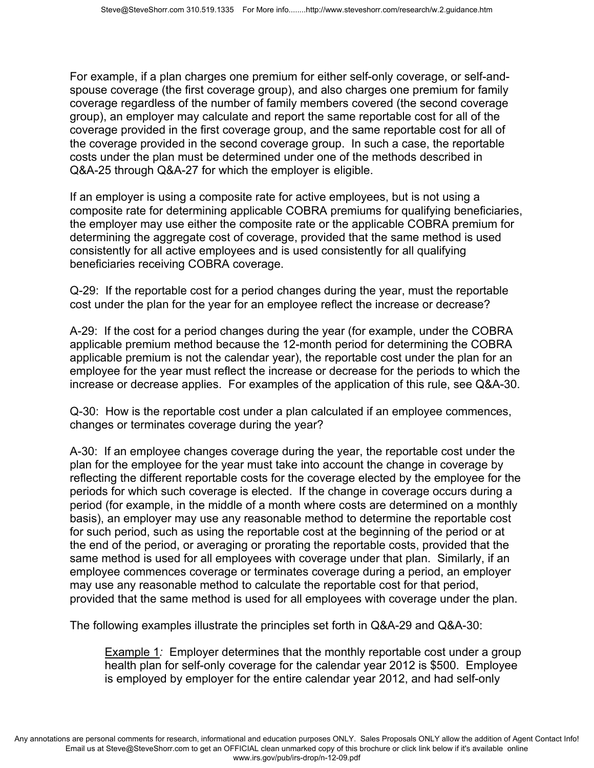For example, if a plan charges one premium for either self-only coverage, or self-and-spouse coverage (the first coverage group), and also charges one premium for family coverage regardless of the number of family members covered (the second coverage group), an employer may calculate and report the same reportable cost for all of the coverage provided in the first coverage group, and the same reportable cost for all of the coverage provided in the second coverage group. In such a case, the reportable costs under the plan must be determined under one of the methods described in Q&A-25 through Q&A-27 for which the employer is eligible.

If an employer is using a composite rate for active employees, but is not using a composite rate for determining applicable COBRA premiums for qualifying beneficiaries, the employer may use either the composite rate or the applicable COBRA premium for determining the aggregate cost of coverage, provided that the same method is used consistently for all active employees and is used consistently for all qualifying beneficiaries receiving COBRA coverage.

Q-29: If the reportable cost for a period changes during the year, must the reportable cost under the plan for the year for an employee reflect the increase or decrease?

A-29: If the cost for a period changes during the year (for example, under the COBRA applicable premium method because the 12-month period for determining the COBRA applicable premium is not the calendar year), the reportable cost under the plan for an employee for the year must reflect the increase or decrease for the periods to which the increase or decrease applies. For examples of the application of this rule, see Q&A-30.

Q-30: How is the reportable cost under a plan calculated if an employee commences, changes or terminates coverage during the year?

A-30: If an employee changes coverage during the year, the reportable cost under the plan for the employee for the year must take into account the change in coverage by reflecting the different reportable costs for the coverage elected by the employee for the periods for which such coverage is elected. If the change in coverage occurs during a period (for example, in the middle of a month where costs are determined on a monthly basis), an employer may use any reasonable method to determine the reportable cost for such period, such as using the reportable cost at the beginning of the period or at the end of the period, or averaging or prorating the reportable costs, provided that the same method is used for all employees with coverage under that plan. Similarly, if an employee commences coverage or terminates coverage during a period, an employer may use any reasonable method to calculate the reportable cost for that period, provided that the same method is used for all employees with coverage under the plan.

The following examples illustrate the principles set forth in Q&A-29 and Q&A-30:

> Example 1*:* Employer determines that the monthly reportable cost under a group health plan for self-only coverage for the calendar year 2012 is $500. Employee is employed by employer for the entire calendar year 2012, and had self-only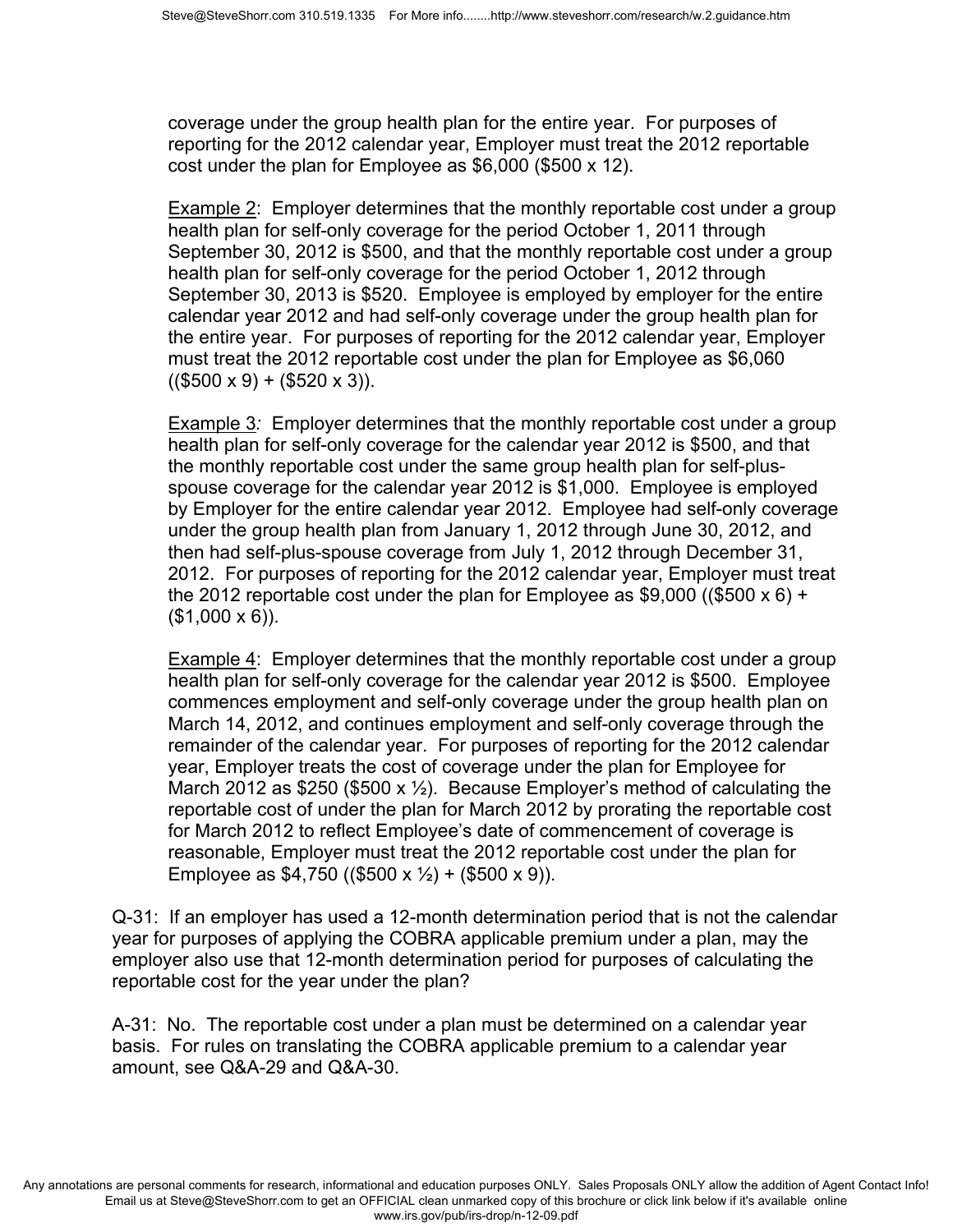coverage under the group health plan for the entire year. For purposes of reporting for the 2012 calendar year, Employer must treat the 2012 reportable cost under the plan for Employee as $6,000 ($500 x 12).

Example 2: Employer determines that the monthly reportable cost under a group health plan for self-only coverage for the period October 1, 2011 through September 30, 2012 is $500, and that the monthly reportable cost under a group health plan for self-only coverage for the period October 1, 2012 through September 30, 2013 is $520. Employee is employed by employer for the entire calendar year 2012 and had self-only coverage under the group health plan for the entire year. For purposes of reporting for the 2012 calendar year, Employer must treat the 2012 reportable cost under the plan for Employee as $6,060 (($500 x 9) + ($520 x 3)).

Example 3: Employer determines that the monthly reportable cost under a group health plan for self-only coverage for the calendar year 2012 is $500, and that the monthly reportable cost under the same group health plan for self-plus-spouse coverage for the calendar year 2012 is $1,000. Employee is employed by Employer for the entire calendar year 2012. Employee had self-only coverage under the group health plan from January 1, 2012 through June 30, 2012, and then had self-plus-spouse coverage from July 1, 2012 through December 31, 2012. For purposes of reporting for the 2012 calendar year, Employer must treat the 2012 reportable cost under the plan for Employee as $9,000 (($500 x 6) + ($1,000 x 6)).

Example 4: Employer determines that the monthly reportable cost under a group health plan for self-only coverage for the calendar year 2012 is $500. Employee commences employment and self-only coverage under the group health plan on March 14, 2012, and continues employment and self-only coverage through the remainder of the calendar year. For purposes of reporting for the 2012 calendar year, Employer treats the cost of coverage under the plan for Employee for March 2012 as $250 ($500 x ½). Because Employer's method of calculating the reportable cost of under the plan for March 2012 by prorating the reportable cost for March 2012 to reflect Employee's date of commencement of coverage is reasonable, Employer must treat the 2012 reportable cost under the plan for Employee as $4,750 (($500 x ½) + ($500 x 9)).

Q-31: If an employer has used a 12-month determination period that is not the calendar year for purposes of applying the COBRA applicable premium under a plan, may the employer also use that 12-month determination period for purposes of calculating the reportable cost for the year under the plan?

A-31: No. The reportable cost under a plan must be determined on a calendar year basis. For rules on translating the COBRA applicable premium to a calendar year amount, see Q&A-29 and Q&A-30.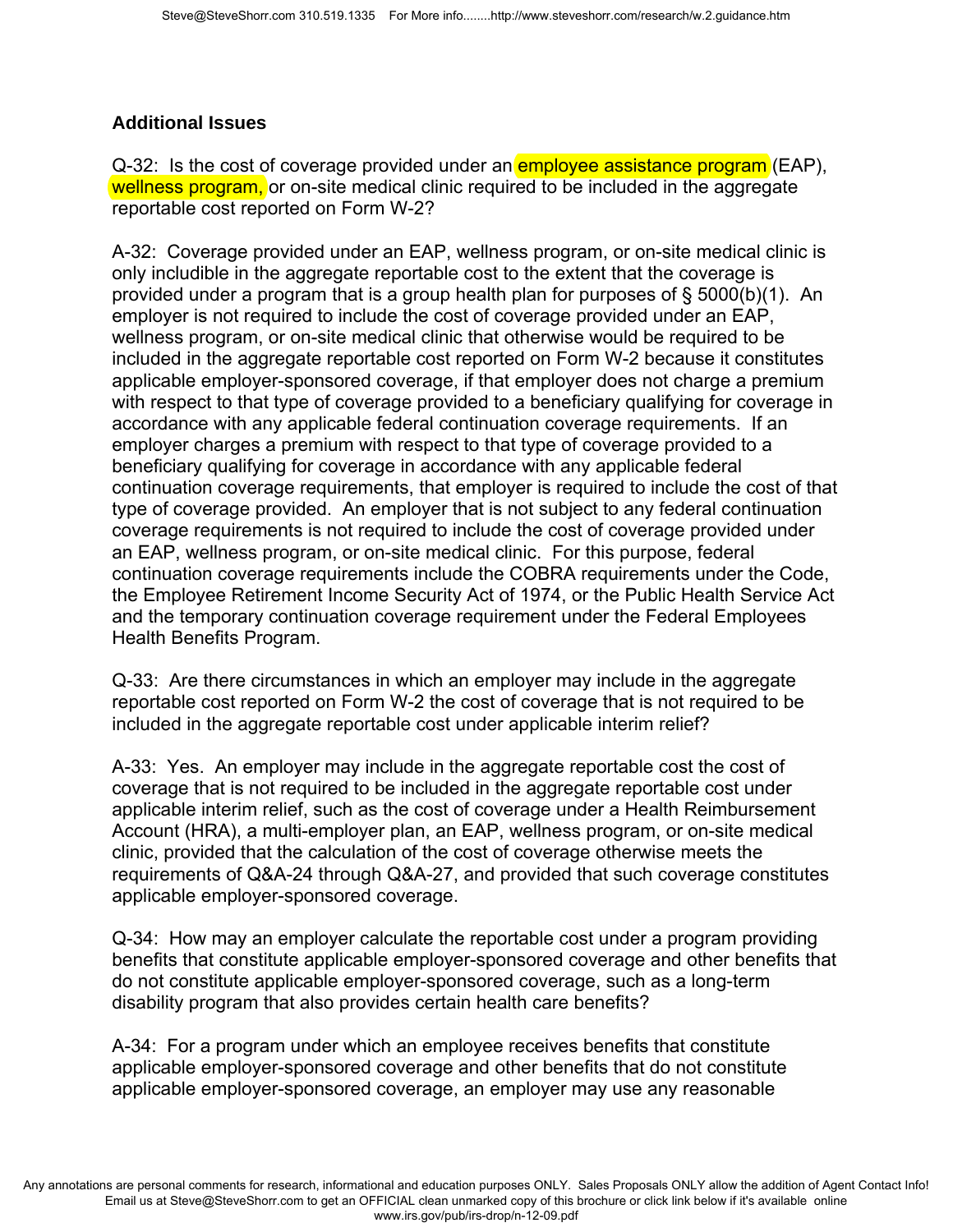### Additional Issues

Q-32: Is the cost of coverage provided under an employee assistance program (EAP), wellness program, or on-site medical clinic required to be included in the aggregate reportable cost reported on Form W-2?

A-32: Coverage provided under an EAP, wellness program, or on-site medical clinic is only includible in the aggregate reportable cost to the extent that the coverage is provided under a program that is a group health plan for purposes of § 5000(b)(1). An employer is not required to include the cost of coverage provided under an EAP, wellness program, or on-site medical clinic that otherwise would be required to be included in the aggregate reportable cost reported on Form W-2 because it constitutes applicable employer-sponsored coverage, if that employer does not charge a premium with respect to that type of coverage provided to a beneficiary qualifying for coverage in accordance with any applicable federal continuation coverage requirements. If an employer charges a premium with respect to that type of coverage provided to a beneficiary qualifying for coverage in accordance with any applicable federal continuation coverage requirements, that employer is required to include the cost of that type of coverage provided. An employer that is not subject to any federal continuation coverage requirements is not required to include the cost of coverage provided under an EAP, wellness program, or on-site medical clinic. For this purpose, federal continuation coverage requirements include the COBRA requirements under the Code, the Employee Retirement Income Security Act of 1974, or the Public Health Service Act and the temporary continuation coverage requirement under the Federal Employees Health Benefits Program.

Q-33: Are there circumstances in which an employer may include in the aggregate reportable cost reported on Form W-2 the cost of coverage that is not required to be included in the aggregate reportable cost under applicable interim relief?

A-33: Yes. An employer may include in the aggregate reportable cost the cost of coverage that is not required to be included in the aggregate reportable cost under applicable interim relief, such as the cost of coverage under a Health Reimbursement Account (HRA), a multi-employer plan, an EAP, wellness program, or on-site medical clinic, provided that the calculation of the cost of coverage otherwise meets the requirements of Q&A-24 through Q&A-27, and provided that such coverage constitutes applicable employer-sponsored coverage.

Q-34: How may an employer calculate the reportable cost under a program providing benefits that constitute applicable employer-sponsored coverage and other benefits that do not constitute applicable employer-sponsored coverage, such as a long-term disability program that also provides certain health care benefits?

A-34: For a program under which an employee receives benefits that constitute applicable employer-sponsored coverage and other benefits that do not constitute applicable employer-sponsored coverage, an employer may use any reasonable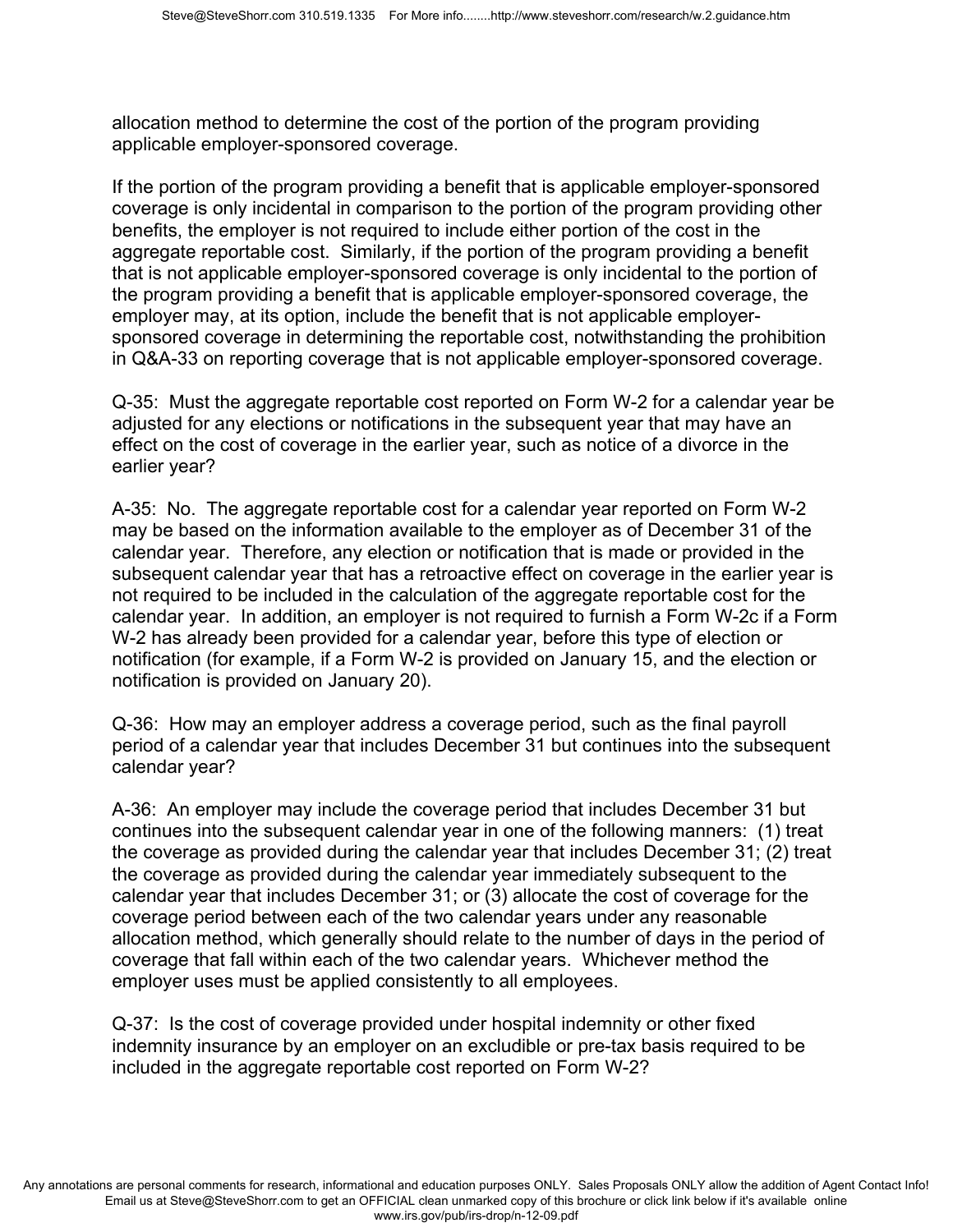allocation method to determine the cost of the portion of the program providing applicable employer-sponsored coverage.

If the portion of the program providing a benefit that is applicable employer-sponsored coverage is only incidental in comparison to the portion of the program providing other benefits, the employer is not required to include either portion of the cost in the aggregate reportable cost. Similarly, if the portion of the program providing a benefit that is not applicable employer-sponsored coverage is only incidental to the portion of the program providing a benefit that is applicable employer-sponsored coverage, the employer may, at its option, include the benefit that is not applicable employer-sponsored coverage in determining the reportable cost, notwithstanding the prohibition in Q&A-33 on reporting coverage that is not applicable employer-sponsored coverage.

Q-35: Must the aggregate reportable cost reported on Form W-2 for a calendar year be adjusted for any elections or notifications in the subsequent year that may have an effect on the cost of coverage in the earlier year, such as notice of a divorce in the earlier year?

A-35: No. The aggregate reportable cost for a calendar year reported on Form W-2 may be based on the information available to the employer as of December 31 of the calendar year. Therefore, any election or notification that is made or provided in the subsequent calendar year that has a retroactive effect on coverage in the earlier year is not required to be included in the calculation of the aggregate reportable cost for the calendar year. In addition, an employer is not required to furnish a Form W-2c if a Form W-2 has already been provided for a calendar year, before this type of election or notification (for example, if a Form W-2 is provided on January 15, and the election or notification is provided on January 20).

Q-36: How may an employer address a coverage period, such as the final payroll period of a calendar year that includes December 31 but continues into the subsequent calendar year?

A-36: An employer may include the coverage period that includes December 31 but continues into the subsequent calendar year in one of the following manners: (1) treat the coverage as provided during the calendar year that includes December 31; (2) treat the coverage as provided during the calendar year immediately subsequent to the calendar year that includes December 31; or (3) allocate the cost of coverage for the coverage period between each of the two calendar years under any reasonable allocation method, which generally should relate to the number of days in the period of coverage that fall within each of the two calendar years. Whichever method the employer uses must be applied consistently to all employees.

Q-37: Is the cost of coverage provided under hospital indemnity or other fixed indemnity insurance by an employer on an excludible or pre-tax basis required to be included in the aggregate reportable cost reported on Form W-2?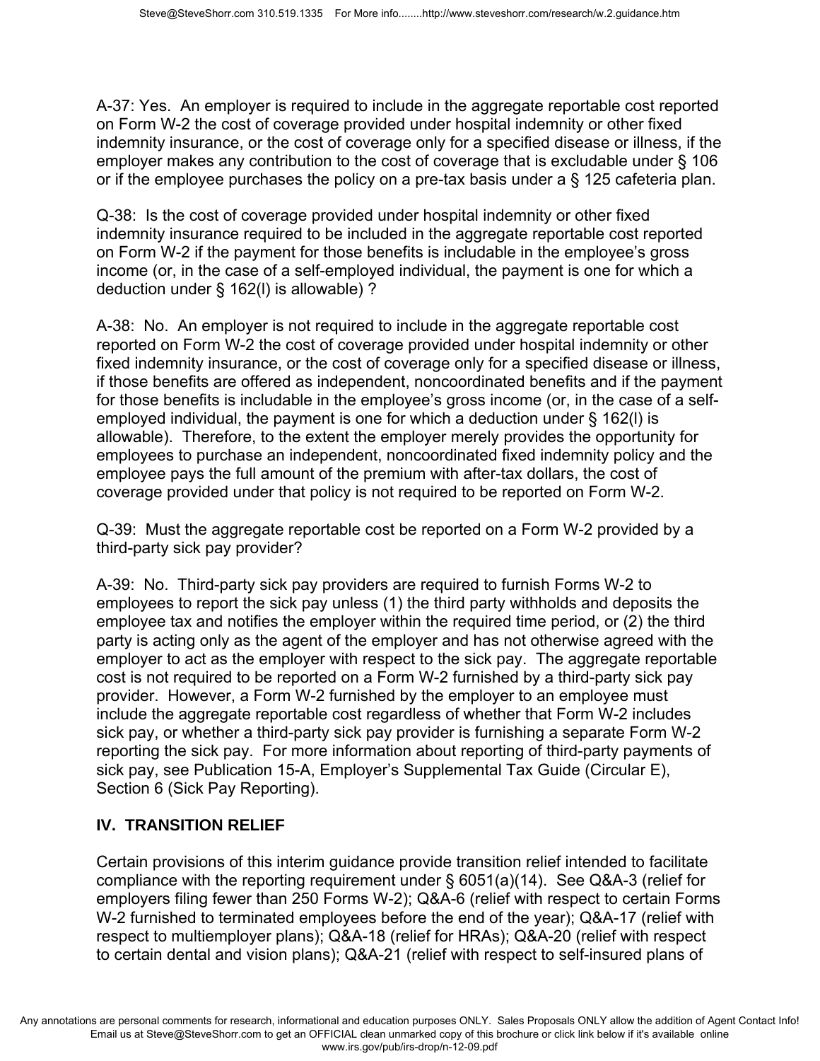A-37: Yes. An employer is required to include in the aggregate reportable cost reported on Form W-2 the cost of coverage provided under hospital indemnity or other fixed indemnity insurance, or the cost of coverage only for a specified disease or illness, if the employer makes any contribution to the cost of coverage that is excludable under § 106 or if the employee purchases the policy on a pre-tax basis under a § 125 cafeteria plan.

Q-38: Is the cost of coverage provided under hospital indemnity or other fixed indemnity insurance required to be included in the aggregate reportable cost reported on Form W-2 if the payment for those benefits is includable in the employee's gross income (or, in the case of a self-employed individual, the payment is one for which a deduction under § 162(l) is allowable) ?

A-38: No. An employer is not required to include in the aggregate reportable cost reported on Form W-2 the cost of coverage provided under hospital indemnity or other fixed indemnity insurance, or the cost of coverage only for a specified disease or illness, if those benefits are offered as independent, noncoordinated benefits and if the payment for those benefits is includable in the employee's gross income (or, in the case of a self-employed individual, the payment is one for which a deduction under § 162(l) is allowable). Therefore, to the extent the employer merely provides the opportunity for employees to purchase an independent, noncoordinated fixed indemnity policy and the employee pays the full amount of the premium with after-tax dollars, the cost of coverage provided under that policy is not required to be reported on Form W-2.

Q-39: Must the aggregate reportable cost be reported on a Form W-2 provided by a third-party sick pay provider?

A-39: No. Third-party sick pay providers are required to furnish Forms W-2 to employees to report the sick pay unless (1) the third party withholds and deposits the employee tax and notifies the employer within the required time period, or (2) the third party is acting only as the agent of the employer and has not otherwise agreed with the employer to act as the employer with respect to the sick pay. The aggregate reportable cost is not required to be reported on a Form W-2 furnished by a third-party sick pay provider. However, a Form W-2 furnished by the employer to an employee must include the aggregate reportable cost regardless of whether that Form W-2 includes sick pay, or whether a third-party sick pay provider is furnishing a separate Form W-2 reporting the sick pay. For more information about reporting of third-party payments of sick pay, see Publication 15-A, Employer's Supplemental Tax Guide (Circular E), Section 6 (Sick Pay Reporting).

## IV. TRANSITION RELIEF

Certain provisions of this interim guidance provide transition relief intended to facilitate compliance with the reporting requirement under § 6051(a)(14). See Q&A-3 (relief for employers filing fewer than 250 Forms W-2); Q&A-6 (relief with respect to certain Forms W-2 furnished to terminated employees before the end of the year); Q&A-17 (relief with respect to multiemployer plans); Q&A-18 (relief for HRAs); Q&A-20 (relief with respect to certain dental and vision plans); Q&A-21 (relief with respect to self-insured plans of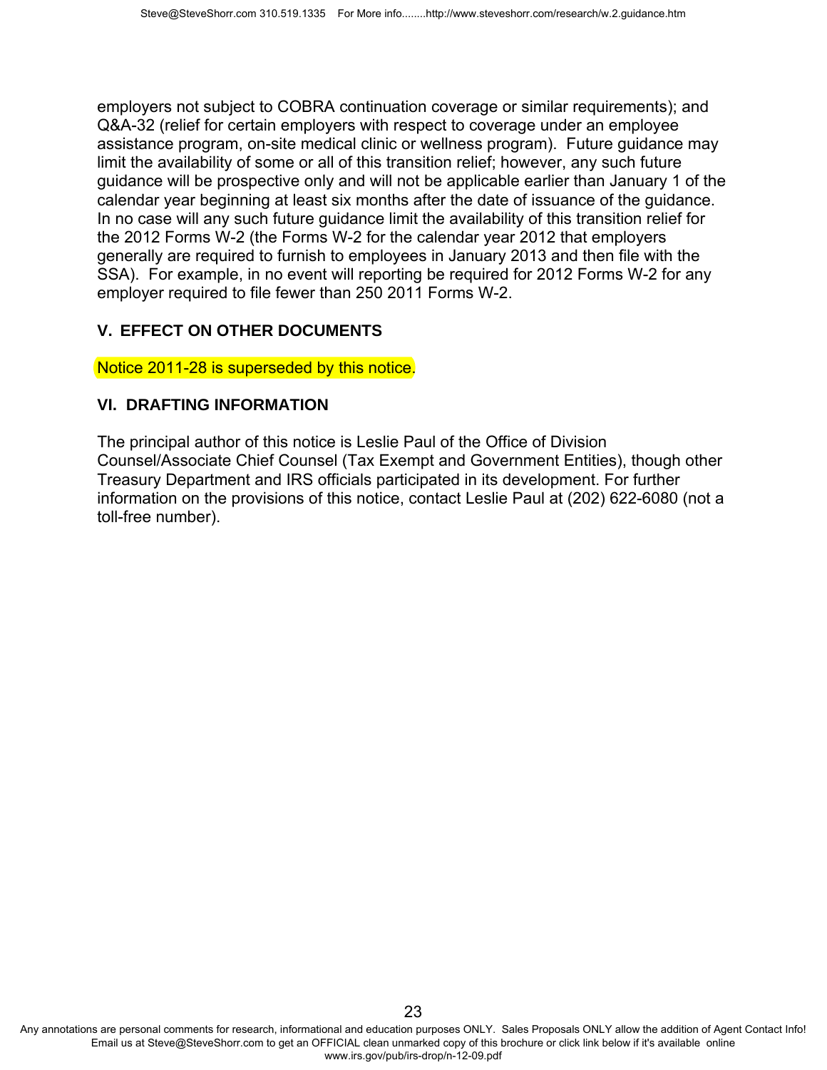employers not subject to COBRA continuation coverage or similar requirements); and Q&A-32 (relief for certain employers with respect to coverage under an employee assistance program, on-site medical clinic or wellness program). Future guidance may limit the availability of some or all of this transition relief; however, any such future guidance will be prospective only and will not be applicable earlier than January 1 of the calendar year beginning at least six months after the date of issuance of the guidance. In no case will any such future guidance limit the availability of this transition relief for the 2012 Forms W-2 (the Forms W-2 for the calendar year 2012 that employers generally are required to furnish to employees in January 2013 and then file with the SSA). For example, in no event will reporting be required for 2012 Forms W-2 for any employer required to file fewer than 250 2011 Forms W-2.

## V. EFFECT ON OTHER DOCUMENTS

Notice 2011-28 is superseded by this notice.

## VI. DRAFTING INFORMATION

The principal author of this notice is Leslie Paul of the Office of Division Counsel/Associate Chief Counsel (Tax Exempt and Government Entities), though other Treasury Department and IRS officials participated in its development. For further information on the provisions of this notice, contact Leslie Paul at (202) 622-6080 (not a toll-free number).